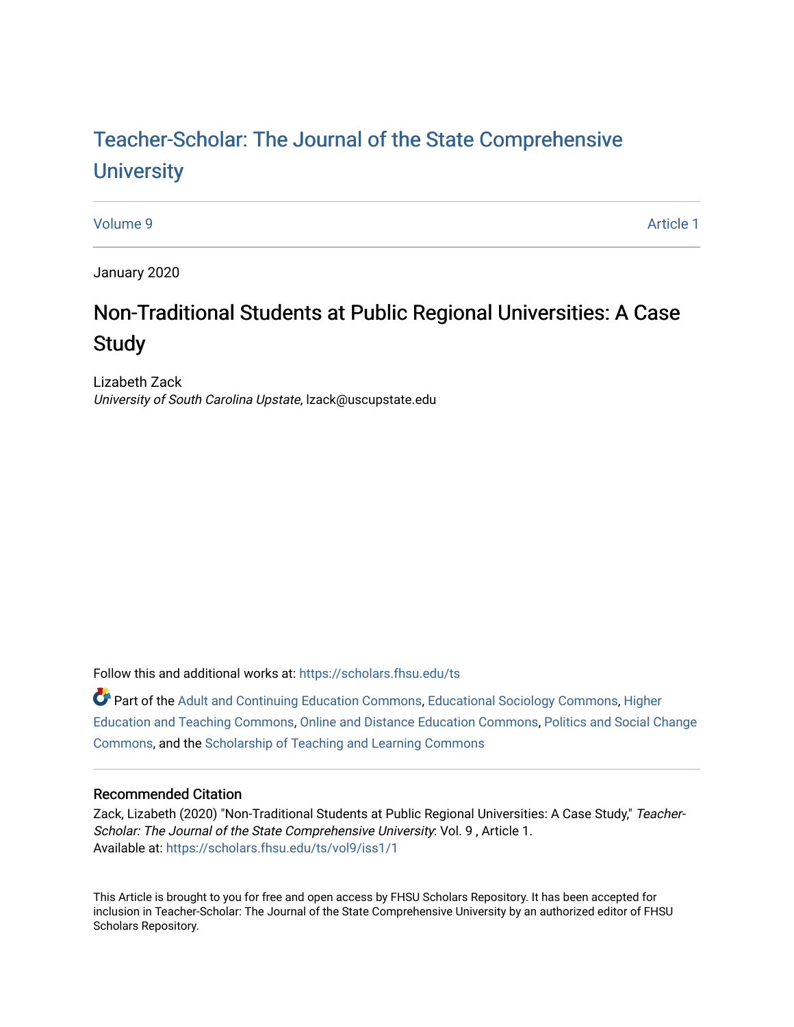# Teacher-Scholar: The Journal of the State Comprehensive University

Volume 9 Article 1

January 2020

## Non-Traditional Students at Public Regional Universities: A Case Study

Lizabeth Zack
*University of South Carolina Upstate*, lzack@uscupstate.edu

Follow this and additional works at: https://scholars.fhsu.edu/ts

Part of the Adult and Continuing Education Commons, Educational Sociology Commons, Higher Education and Teaching Commons, Online and Distance Education Commons, Politics and Social Change Commons, and the Scholarship of Teaching and Learning Commons

### Recommended Citation

Zack, Lizabeth (2020) "Non-Traditional Students at Public Regional Universities: A Case Study," *Teacher-Scholar: The Journal of the State Comprehensive University*: Vol. 9 , Article 1.
Available at: https://scholars.fhsu.edu/ts/vol9/iss1/1

This Article is brought to you for free and open access by FHSU Scholars Repository. It has been accepted for inclusion in Teacher-Scholar: The Journal of the State Comprehensive University by an authorized editor of FHSU Scholars Repository.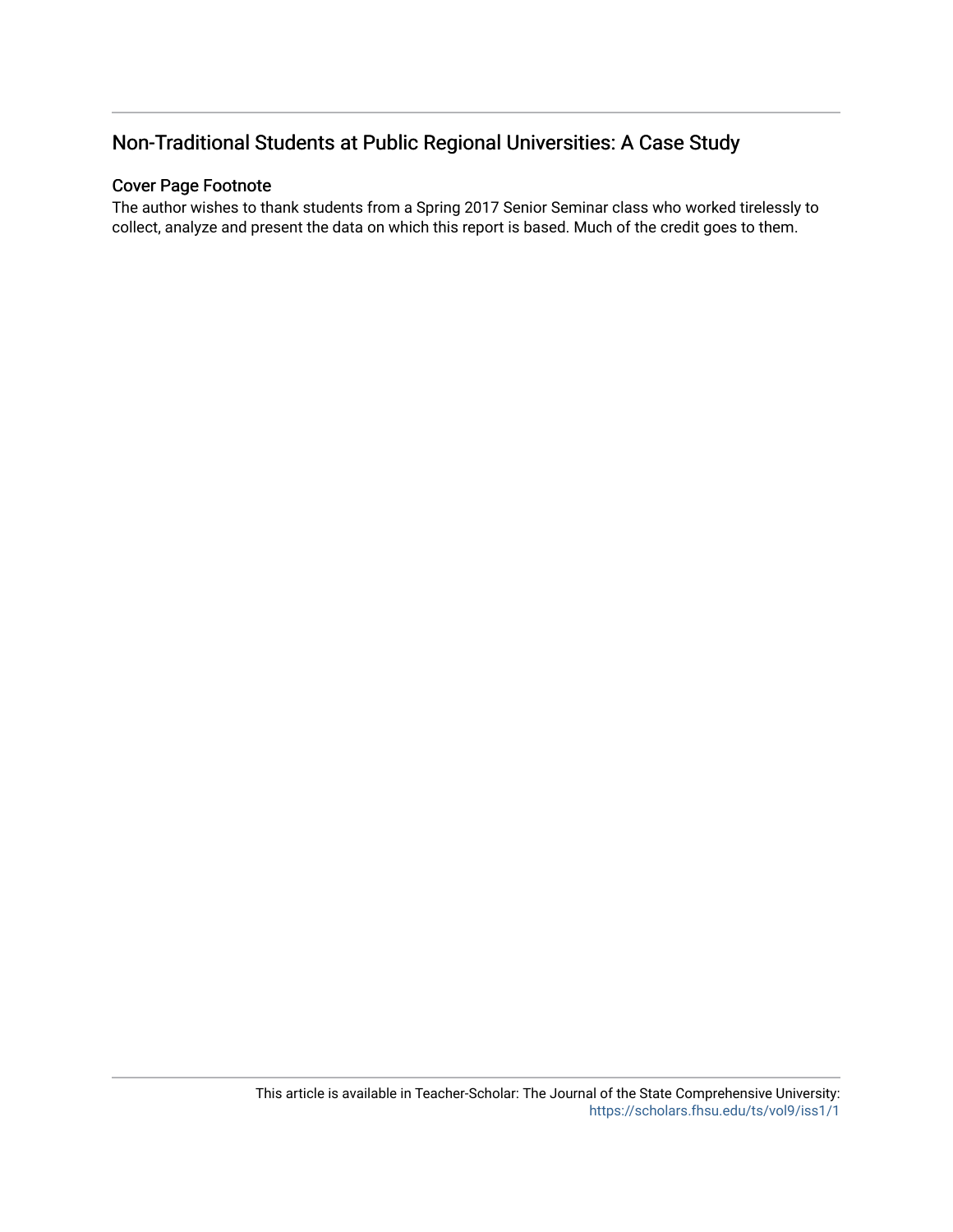## Non-Traditional Students at Public Regional Universities: A Case Study

### Cover Page Footnote

The author wishes to thank students from a Spring 2017 Senior Seminar class who worked tirelessly to collect, analyze and present the data on which this report is based. Much of the credit goes to them.

This article is available in Teacher-Scholar: The Journal of the State Comprehensive University: https://scholars.fhsu.edu/ts/vol9/iss1/1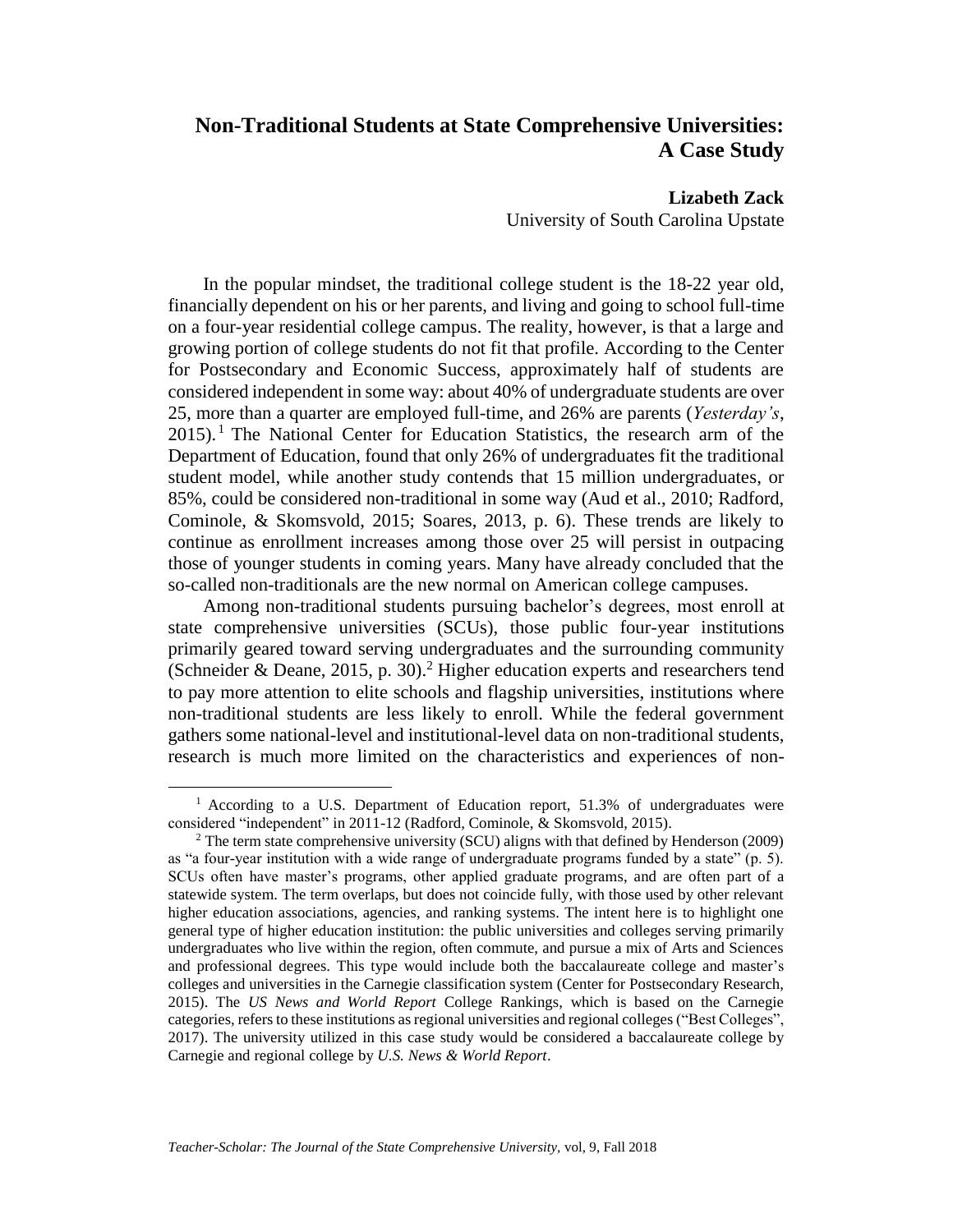# Non-Traditional Students at State Comprehensive Universities: A Case Study

**Lizabeth Zack**
University of South Carolina Upstate

In the popular mindset, the traditional college student is the 18-22 year old, financially dependent on his or her parents, and living and going to school full-time on a four-year residential college campus. The reality, however, is that a large and growing portion of college students do not fit that profile. According to the Center for Postsecondary and Economic Success, approximately half of students are considered independent in some way: about 40% of undergraduate students are over 25, more than a quarter are employed full-time, and 26% are parents (*Yesterday's*, 2015).[1] The National Center for Education Statistics, the research arm of the Department of Education, found that only 26% of undergraduates fit the traditional student model, while another study contends that 15 million undergraduates, or 85%, could be considered non-traditional in some way (Aud et al., 2010; Radford, Cominole, & Skomsvold, 2015; Soares, 2013, p. 6). These trends are likely to continue as enrollment increases among those over 25 will persist in outpacing those of younger students in coming years. Many have already concluded that the so-called non-traditionals are the new normal on American college campuses.

Among non-traditional students pursuing bachelor's degrees, most enroll at state comprehensive universities (SCUs), those public four-year institutions primarily geared toward serving undergraduates and the surrounding community (Schneider & Deane, 2015, p. 30).[2] Higher education experts and researchers tend to pay more attention to elite schools and flagship universities, institutions where non-traditional students are less likely to enroll. While the federal government gathers some national-level and institutional-level data on non-traditional students, research is much more limited on the characteristics and experiences of non-

---

[1] According to a U.S. Department of Education report, 51.3% of undergraduates were considered "independent" in 2011-12 (Radford, Cominole, & Skomsvold, 2015).

[2] The term state comprehensive university (SCU) aligns with that defined by Henderson (2009) as "a four-year institution with a wide range of undergraduate programs funded by a state" (p. 5). SCUs often have master's programs, other applied graduate programs, and are often part of a statewide system. The term overlaps, but does not coincide fully, with those used by other relevant higher education associations, agencies, and ranking systems. The intent here is to highlight one general type of higher education institution: the public universities and colleges serving primarily undergraduates who live within the region, often commute, and pursue a mix of Arts and Sciences and professional degrees. This type would include both the baccalaureate college and master's colleges and universities in the Carnegie classification system (Center for Postsecondary Research, 2015). The *US News and World Report* College Rankings, which is based on the Carnegie categories, refers to these institutions as regional universities and regional colleges ("Best Colleges", 2017). The university utilized in this case study would be considered a baccalaureate college by Carnegie and regional college by *U.S. News & World Report*.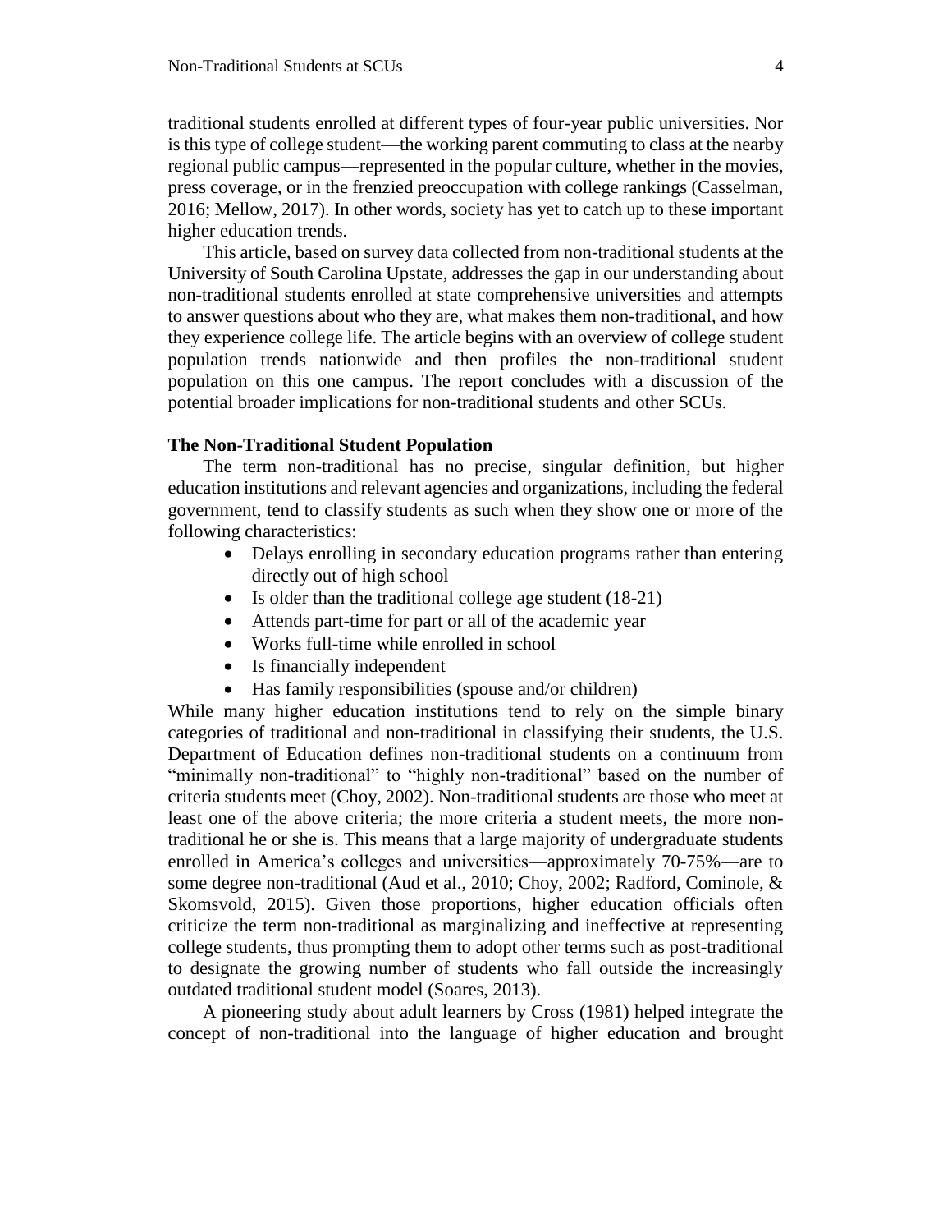traditional students enrolled at different types of four-year public universities. Nor is this type of college student—the working parent commuting to class at the nearby regional public campus—represented in the popular culture, whether in the movies, press coverage, or in the frenzied preoccupation with college rankings (Casselman, 2016; Mellow, 2017). In other words, society has yet to catch up to these important higher education trends.

This article, based on survey data collected from non-traditional students at the University of South Carolina Upstate, addresses the gap in our understanding about non-traditional students enrolled at state comprehensive universities and attempts to answer questions about who they are, what makes them non-traditional, and how they experience college life. The article begins with an overview of college student population trends nationwide and then profiles the non-traditional student population on this one campus. The report concludes with a discussion of the potential broader implications for non-traditional students and other SCUs.

**The Non-Traditional Student Population**

The term non-traditional has no precise, singular definition, but higher education institutions and relevant agencies and organizations, including the federal government, tend to classify students as such when they show one or more of the following characteristics:

- Delays enrolling in secondary education programs rather than entering directly out of high school
- Is older than the traditional college age student (18-21)
- Attends part-time for part or all of the academic year
- Works full-time while enrolled in school
- Is financially independent
- Has family responsibilities (spouse and/or children)

While many higher education institutions tend to rely on the simple binary categories of traditional and non-traditional in classifying their students, the U.S. Department of Education defines non-traditional students on a continuum from "minimally non-traditional" to "highly non-traditional" based on the number of criteria students meet (Choy, 2002). Non-traditional students are those who meet at least one of the above criteria; the more criteria a student meets, the more non-traditional he or she is. This means that a large majority of undergraduate students enrolled in America's colleges and universities—approximately 70-75%—are to some degree non-traditional (Aud et al., 2010; Choy, 2002; Radford, Cominole, & Skomsvold, 2015). Given those proportions, higher education officials often criticize the term non-traditional as marginalizing and ineffective at representing college students, thus prompting them to adopt other terms such as post-traditional to designate the growing number of students who fall outside the increasingly outdated traditional student model (Soares, 2013).

A pioneering study about adult learners by Cross (1981) helped integrate the concept of non-traditional into the language of higher education and brought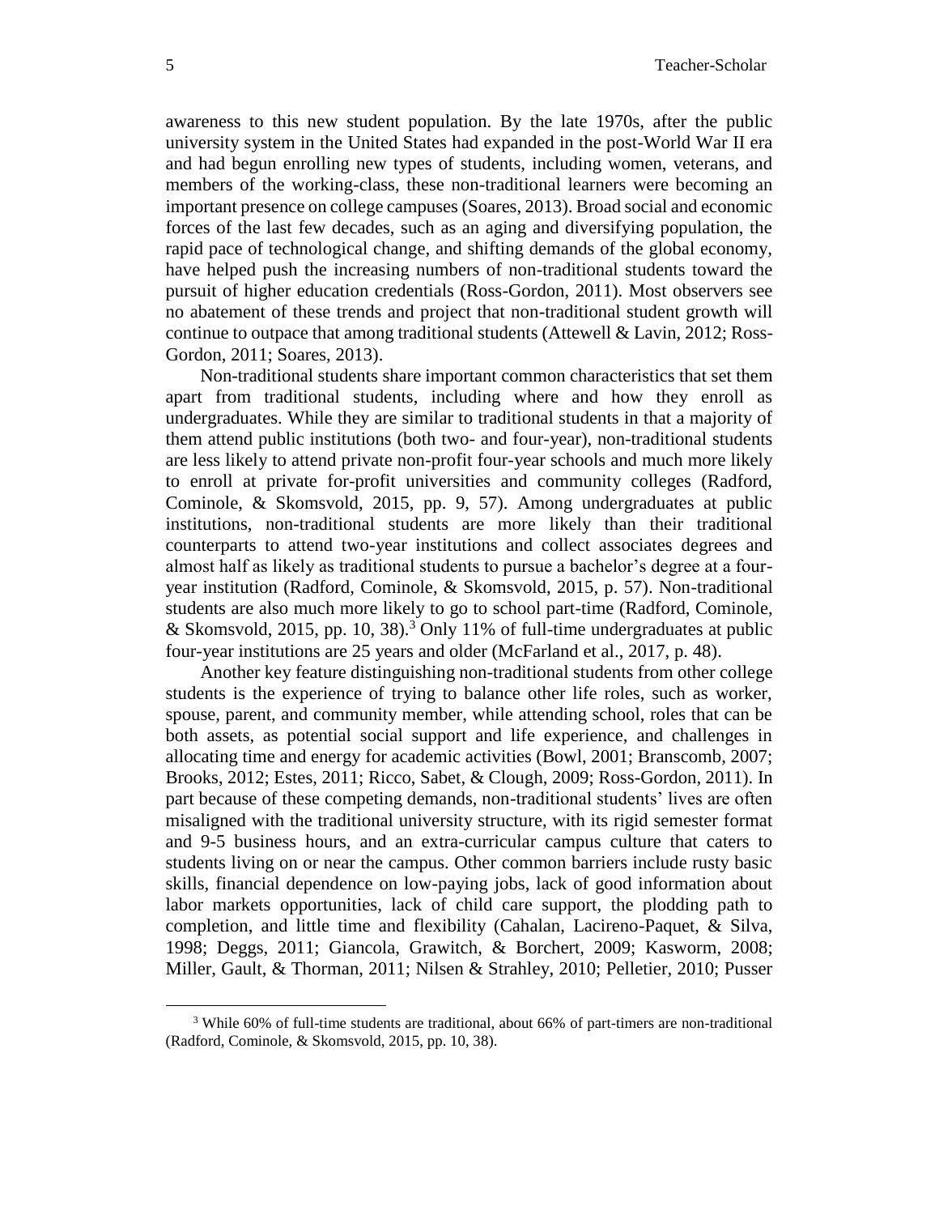awareness to this new student population. By the late 1970s, after the public university system in the United States had expanded in the post-World War II era and had begun enrolling new types of students, including women, veterans, and members of the working-class, these non-traditional learners were becoming an important presence on college campuses (Soares, 2013). Broad social and economic forces of the last few decades, such as an aging and diversifying population, the rapid pace of technological change, and shifting demands of the global economy, have helped push the increasing numbers of non-traditional students toward the pursuit of higher education credentials (Ross-Gordon, 2011). Most observers see no abatement of these trends and project that non-traditional student growth will continue to outpace that among traditional students (Attewell & Lavin, 2012; Ross-Gordon, 2011; Soares, 2013).

Non-traditional students share important common characteristics that set them apart from traditional students, including where and how they enroll as undergraduates. While they are similar to traditional students in that a majority of them attend public institutions (both two- and four-year), non-traditional students are less likely to attend private non-profit four-year schools and much more likely to enroll at private for-profit universities and community colleges (Radford, Cominole, & Skomsvold, 2015, pp. 9, 57). Among undergraduates at public institutions, non-traditional students are more likely than their traditional counterparts to attend two-year institutions and collect associates degrees and almost half as likely as traditional students to pursue a bachelor's degree at a four-year institution (Radford, Cominole, & Skomsvold, 2015, p. 57). Non-traditional students are also much more likely to go to school part-time (Radford, Cominole, & Skomsvold, 2015, pp. 10, 38).[3] Only 11% of full-time undergraduates at public four-year institutions are 25 years and older (McFarland et al., 2017, p. 48).

Another key feature distinguishing non-traditional students from other college students is the experience of trying to balance other life roles, such as worker, spouse, parent, and community member, while attending school, roles that can be both assets, as potential social support and life experience, and challenges in allocating time and energy for academic activities (Bowl, 2001; Branscomb, 2007; Brooks, 2012; Estes, 2011; Ricco, Sabet, & Clough, 2009; Ross-Gordon, 2011). In part because of these competing demands, non-traditional students' lives are often misaligned with the traditional university structure, with its rigid semester format and 9-5 business hours, and an extra-curricular campus culture that caters to students living on or near the campus. Other common barriers include rusty basic skills, financial dependence on low-paying jobs, lack of good information about labor markets opportunities, lack of child care support, the plodding path to completion, and little time and flexibility (Cahalan, Lacireno-Paquet, & Silva, 1998; Deggs, 2011; Giancola, Grawitch, & Borchert, 2009; Kasworm, 2008; Miller, Gault, & Thorman, 2011; Nilsen & Strahley, 2010; Pelletier, 2010; Pusser

[3] While 60% of full-time students are traditional, about 66% of part-timers are non-traditional (Radford, Cominole, & Skomsvold, 2015, pp. 10, 38).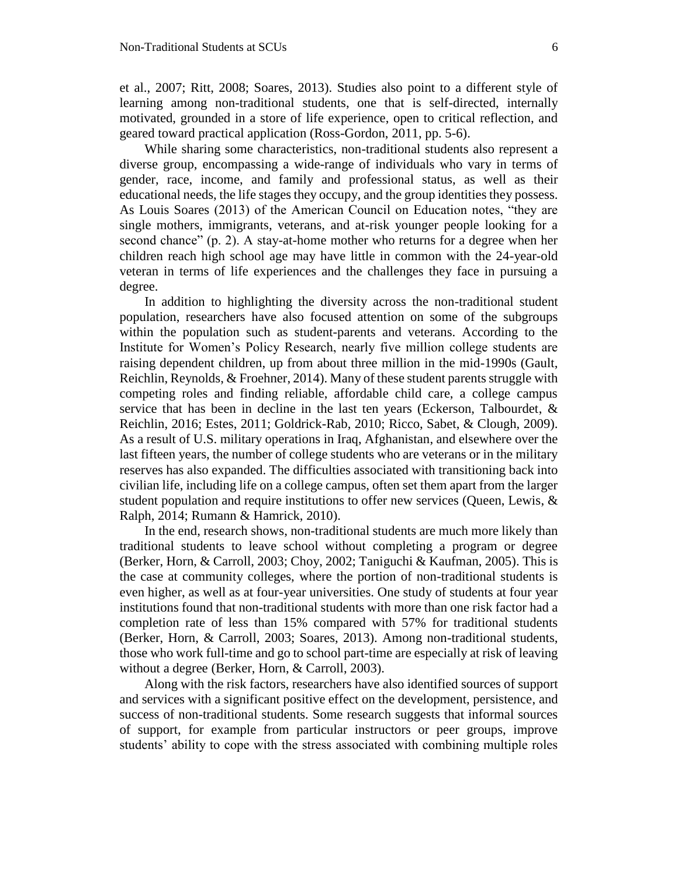et al., 2007; Ritt, 2008; Soares, 2013). Studies also point to a different style of learning among non-traditional students, one that is self-directed, internally motivated, grounded in a store of life experience, open to critical reflection, and geared toward practical application (Ross-Gordon, 2011, pp. 5-6).

While sharing some characteristics, non-traditional students also represent a diverse group, encompassing a wide-range of individuals who vary in terms of gender, race, income, and family and professional status, as well as their educational needs, the life stages they occupy, and the group identities they possess. As Louis Soares (2013) of the American Council on Education notes, "they are single mothers, immigrants, veterans, and at-risk younger people looking for a second chance" (p. 2). A stay-at-home mother who returns for a degree when her children reach high school age may have little in common with the 24-year-old veteran in terms of life experiences and the challenges they face in pursuing a degree.

In addition to highlighting the diversity across the non-traditional student population, researchers have also focused attention on some of the subgroups within the population such as student-parents and veterans. According to the Institute for Women's Policy Research, nearly five million college students are raising dependent children, up from about three million in the mid-1990s (Gault, Reichlin, Reynolds, & Froehner, 2014). Many of these student parents struggle with competing roles and finding reliable, affordable child care, a college campus service that has been in decline in the last ten years (Eckerson, Talbourdet, & Reichlin, 2016; Estes, 2011; Goldrick-Rab, 2010; Ricco, Sabet, & Clough, 2009). As a result of U.S. military operations in Iraq, Afghanistan, and elsewhere over the last fifteen years, the number of college students who are veterans or in the military reserves has also expanded. The difficulties associated with transitioning back into civilian life, including life on a college campus, often set them apart from the larger student population and require institutions to offer new services (Queen, Lewis, & Ralph, 2014; Rumann & Hamrick, 2010).

In the end, research shows, non-traditional students are much more likely than traditional students to leave school without completing a program or degree (Berker, Horn, & Carroll, 2003; Choy, 2002; Taniguchi & Kaufman, 2005). This is the case at community colleges, where the portion of non-traditional students is even higher, as well as at four-year universities. One study of students at four year institutions found that non-traditional students with more than one risk factor had a completion rate of less than 15% compared with 57% for traditional students (Berker, Horn, & Carroll, 2003; Soares, 2013). Among non-traditional students, those who work full-time and go to school part-time are especially at risk of leaving without a degree (Berker, Horn, & Carroll, 2003).

Along with the risk factors, researchers have also identified sources of support and services with a significant positive effect on the development, persistence, and success of non-traditional students. Some research suggests that informal sources of support, for example from particular instructors or peer groups, improve students' ability to cope with the stress associated with combining multiple roles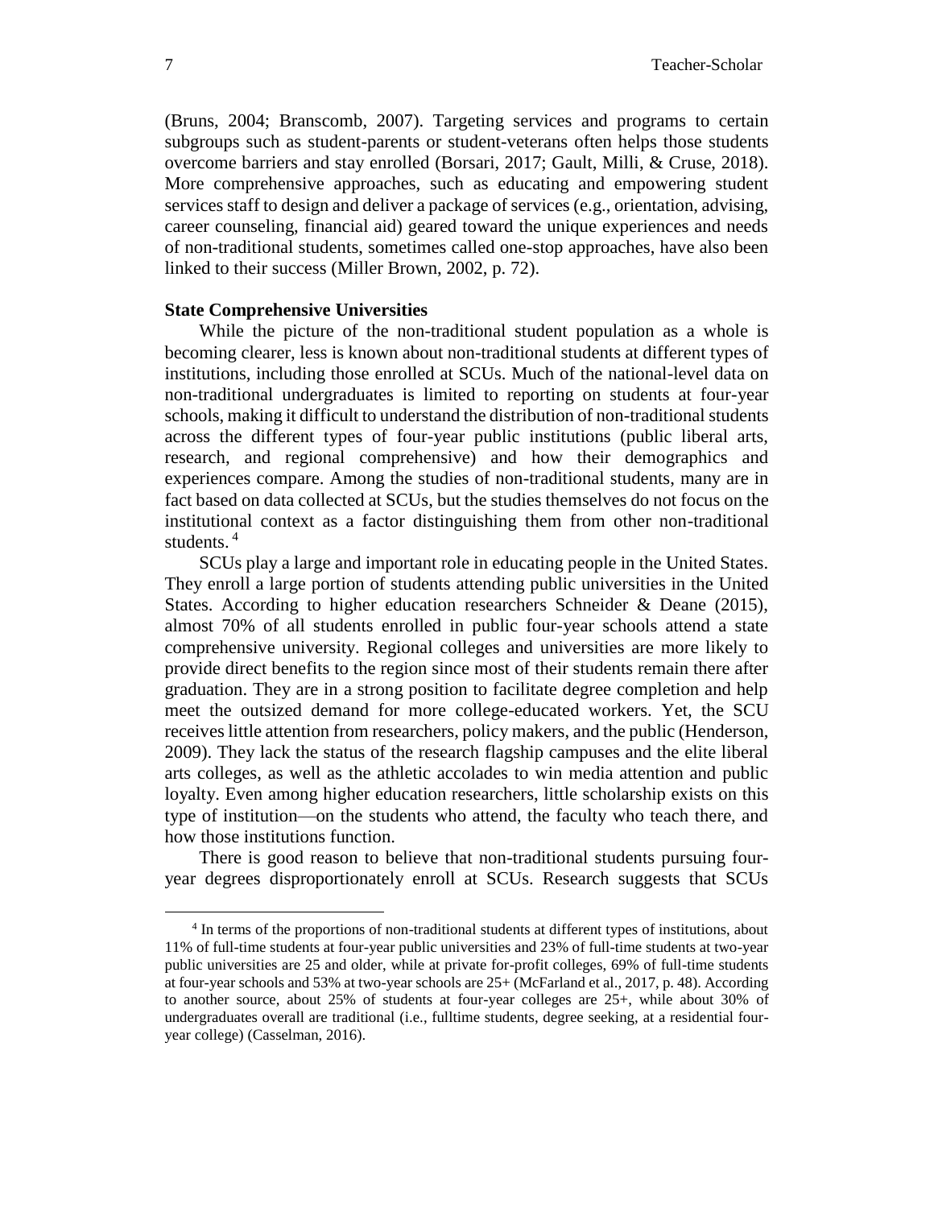(Bruns, 2004; Branscomb, 2007). Targeting services and programs to certain subgroups such as student-parents or student-veterans often helps those students overcome barriers and stay enrolled (Borsari, 2017; Gault, Milli, & Cruse, 2018). More comprehensive approaches, such as educating and empowering student services staff to design and deliver a package of services (e.g., orientation, advising, career counseling, financial aid) geared toward the unique experiences and needs of non-traditional students, sometimes called one-stop approaches, have also been linked to their success (Miller Brown, 2002, p. 72).

### State Comprehensive Universities

While the picture of the non-traditional student population as a whole is becoming clearer, less is known about non-traditional students at different types of institutions, including those enrolled at SCUs. Much of the national-level data on non-traditional undergraduates is limited to reporting on students at four-year schools, making it difficult to understand the distribution of non-traditional students across the different types of four-year public institutions (public liberal arts, research, and regional comprehensive) and how their demographics and experiences compare. Among the studies of non-traditional students, many are in fact based on data collected at SCUs, but the studies themselves do not focus on the institutional context as a factor distinguishing them from other non-traditional students. [4]

SCUs play a large and important role in educating people in the United States. They enroll a large portion of students attending public universities in the United States. According to higher education researchers Schneider & Deane (2015), almost 70% of all students enrolled in public four-year schools attend a state comprehensive university. Regional colleges and universities are more likely to provide direct benefits to the region since most of their students remain there after graduation. They are in a strong position to facilitate degree completion and help meet the outsized demand for more college-educated workers. Yet, the SCU receives little attention from researchers, policy makers, and the public (Henderson, 2009). They lack the status of the research flagship campuses and the elite liberal arts colleges, as well as the athletic accolades to win media attention and public loyalty. Even among higher education researchers, little scholarship exists on this type of institution—on the students who attend, the faculty who teach there, and how those institutions function.

There is good reason to believe that non-traditional students pursuing four-year degrees disproportionately enroll at SCUs. Research suggests that SCUs

---

[4] In terms of the proportions of non-traditional students at different types of institutions, about 11% of full-time students at four-year public universities and 23% of full-time students at two-year public universities are 25 and older, while at private for-profit colleges, 69% of full-time students at four-year schools and 53% at two-year schools are 25+ (McFarland et al., 2017, p. 48). According to another source, about 25% of students at four-year colleges are 25+, while about 30% of undergraduates overall are traditional (i.e., fulltime students, degree seeking, at a residential four-year college) (Casselman, 2016).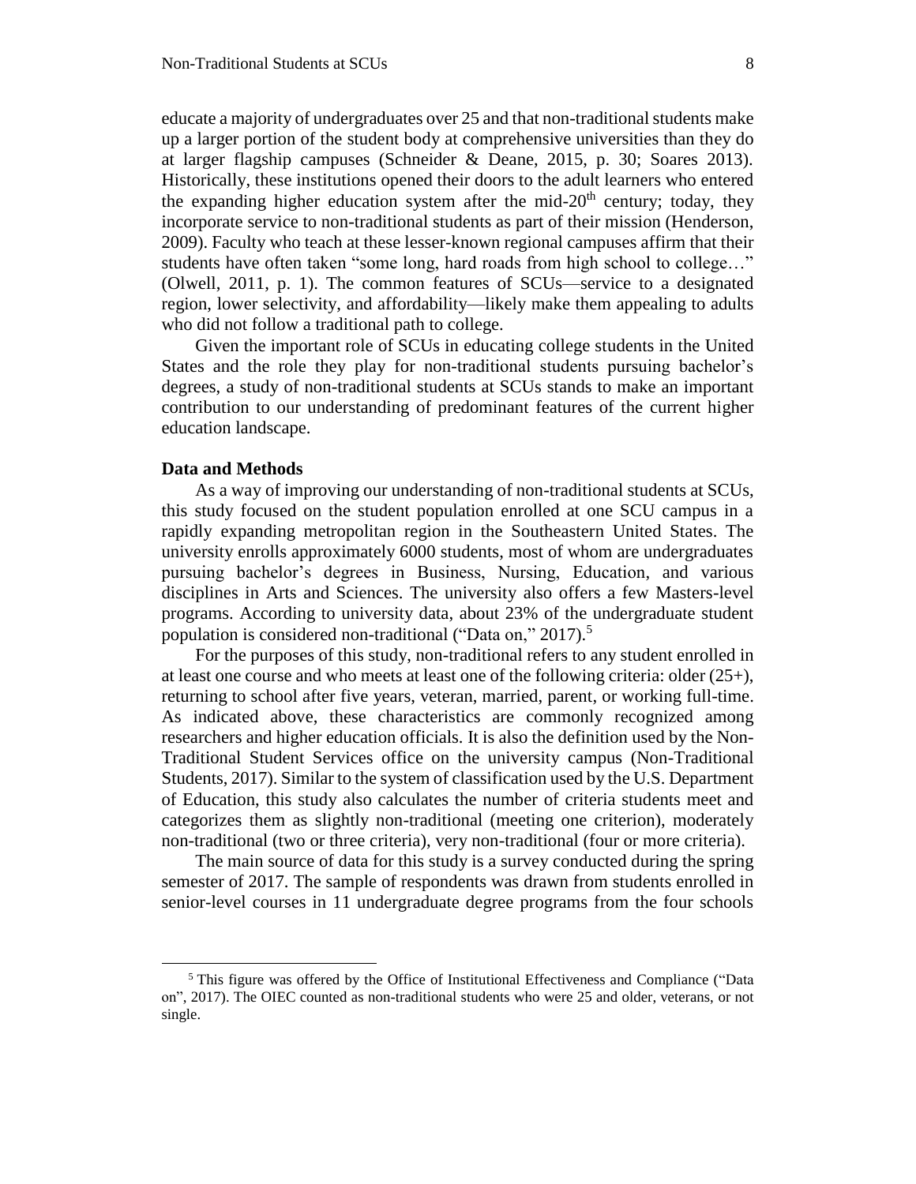educate a majority of undergraduates over 25 and that non-traditional students make up a larger portion of the student body at comprehensive universities than they do at larger flagship campuses (Schneider & Deane, 2015, p. 30; Soares 2013). Historically, these institutions opened their doors to the adult learners who entered the expanding higher education system after the mid-20$^{th}$ century; today, they incorporate service to non-traditional students as part of their mission (Henderson, 2009). Faculty who teach at these lesser-known regional campuses affirm that their students have often taken "some long, hard roads from high school to college…" (Olwell, 2011, p. 1). The common features of SCUs—service to a designated region, lower selectivity, and affordability—likely make them appealing to adults who did not follow a traditional path to college.

Given the important role of SCUs in educating college students in the United States and the role they play for non-traditional students pursuing bachelor's degrees, a study of non-traditional students at SCUs stands to make an important contribution to our understanding of predominant features of the current higher education landscape.

**Data and Methods**

As a way of improving our understanding of non-traditional students at SCUs, this study focused on the student population enrolled at one SCU campus in a rapidly expanding metropolitan region in the Southeastern United States. The university enrolls approximately 6000 students, most of whom are undergraduates pursuing bachelor's degrees in Business, Nursing, Education, and various disciplines in Arts and Sciences. The university also offers a few Masters-level programs. According to university data, about 23% of the undergraduate student population is considered non-traditional ("Data on," 2017).[5]

For the purposes of this study, non-traditional refers to any student enrolled in at least one course and who meets at least one of the following criteria: older (25+), returning to school after five years, veteran, married, parent, or working full-time. As indicated above, these characteristics are commonly recognized among researchers and higher education officials. It is also the definition used by the Non-Traditional Student Services office on the university campus (Non-Traditional Students, 2017). Similar to the system of classification used by the U.S. Department of Education, this study also calculates the number of criteria students meet and categorizes them as slightly non-traditional (meeting one criterion), moderately non-traditional (two or three criteria), very non-traditional (four or more criteria).

The main source of data for this study is a survey conducted during the spring semester of 2017. The sample of respondents was drawn from students enrolled in senior-level courses in 11 undergraduate degree programs from the four schools

[5] This figure was offered by the Office of Institutional Effectiveness and Compliance ("Data on", 2017). The OIEC counted as non-traditional students who were 25 and older, veterans, or not single.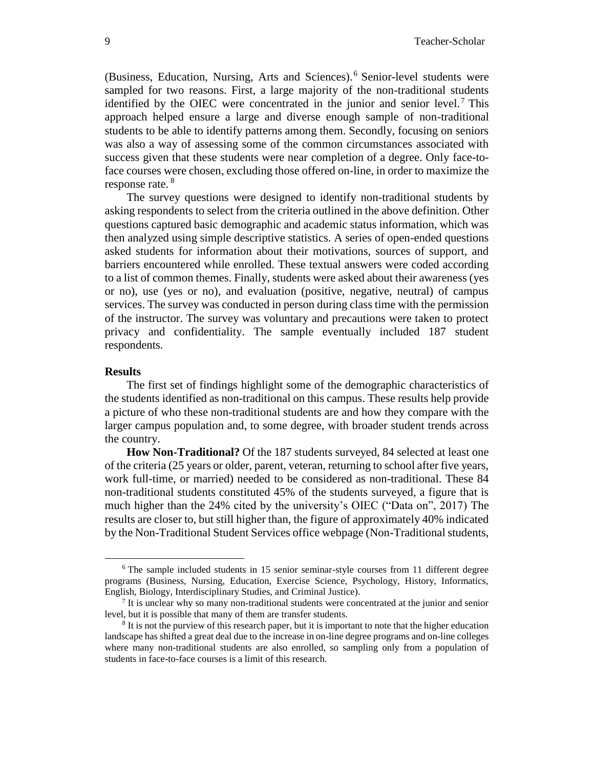(Business, Education, Nursing, Arts and Sciences).[6] Senior-level students were sampled for two reasons. First, a large majority of the non-traditional students identified by the OIEC were concentrated in the junior and senior level.[7] This approach helped ensure a large and diverse enough sample of non-traditional students to be able to identify patterns among them. Secondly, focusing on seniors was also a way of assessing some of the common circumstances associated with success given that these students were near completion of a degree. Only face-to-face courses were chosen, excluding those offered on-line, in order to maximize the response rate.[8]

The survey questions were designed to identify non-traditional students by asking respondents to select from the criteria outlined in the above definition. Other questions captured basic demographic and academic status information, which was then analyzed using simple descriptive statistics. A series of open-ended questions asked students for information about their motivations, sources of support, and barriers encountered while enrolled. These textual answers were coded according to a list of common themes. Finally, students were asked about their awareness (yes or no), use (yes or no), and evaluation (positive, negative, neutral) of campus services. The survey was conducted in person during class time with the permission of the instructor. The survey was voluntary and precautions were taken to protect privacy and confidentiality. The sample eventually included 187 student respondents.

## Results

The first set of findings highlight some of the demographic characteristics of the students identified as non-traditional on this campus. These results help provide a picture of who these non-traditional students are and how they compare with the larger campus population and, to some degree, with broader student trends across the country.

**How Non-Traditional?** Of the 187 students surveyed, 84 selected at least one of the criteria (25 years or older, parent, veteran, returning to school after five years, work full-time, or married) needed to be considered as non-traditional. These 84 non-traditional students constituted 45% of the students surveyed, a figure that is much higher than the 24% cited by the university's OIEC ("Data on", 2017) The results are closer to, but still higher than, the figure of approximately 40% indicated by the Non-Traditional Student Services office webpage (Non-Traditional students,

---

[6] The sample included students in 15 senior seminar-style courses from 11 different degree programs (Business, Nursing, Education, Exercise Science, Psychology, History, Informatics, English, Biology, Interdisciplinary Studies, and Criminal Justice).

[7] It is unclear why so many non-traditional students were concentrated at the junior and senior level, but it is possible that many of them are transfer students.

[8] It is not the purview of this research paper, but it is important to note that the higher education landscape has shifted a great deal due to the increase in on-line degree programs and on-line colleges where many non-traditional students are also enrolled, so sampling only from a population of students in face-to-face courses is a limit of this research.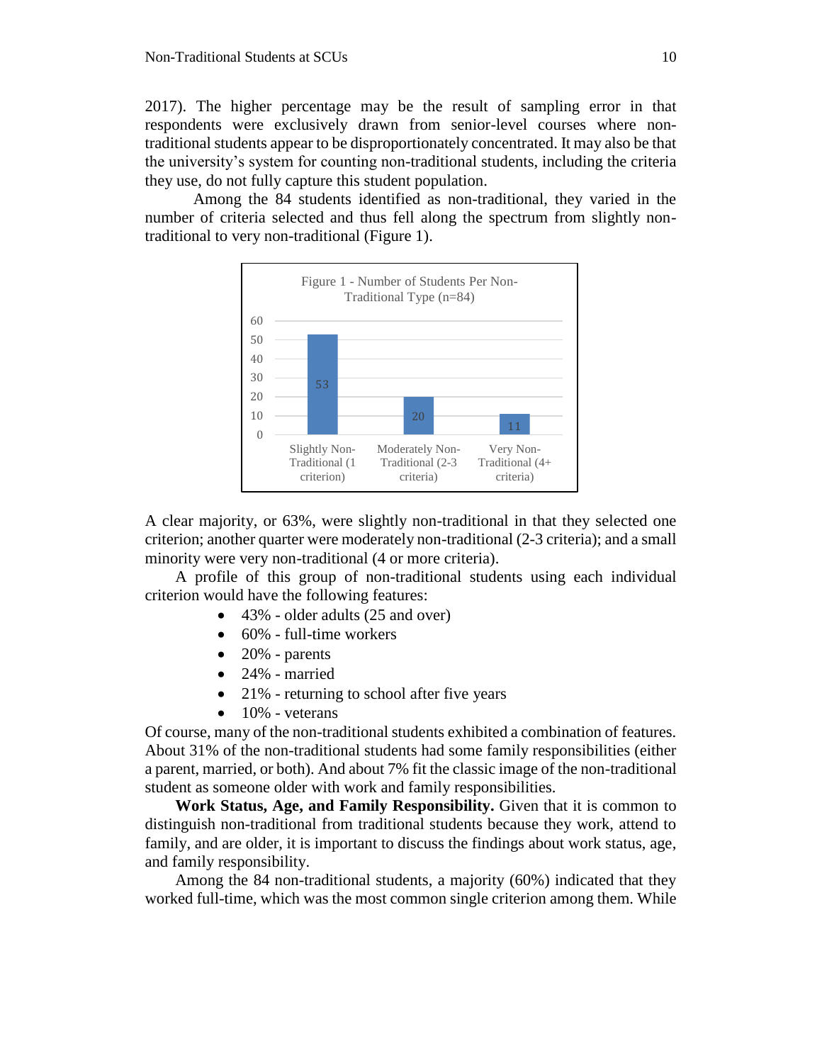2017). The higher percentage may be the result of sampling error in that respondents were exclusively drawn from senior-level courses where non-traditional students appear to be disproportionately concentrated. It may also be that the university's system for counting non-traditional students, including the criteria they use, do not fully capture this student population.

Among the 84 students identified as non-traditional, they varied in the number of criteria selected and thus fell along the spectrum from slightly non-traditional to very non-traditional (Figure 1).

Figure 1 - Number of Students Per Non-Traditional Type (n=84)

| Type | Number of Students |
| --- | --- |
| Slightly Non-Traditional (1 criterion) | 53 |
| Moderately Non-Traditional (2-3 criteria) | 20 |
| Very Non-Traditional (4+ criteria) | 11 |

A clear majority, or 63%, were slightly non-traditional in that they selected one criterion; another quarter were moderately non-traditional (2-3 criteria); and a small minority were very non-traditional (4 or more criteria).

A profile of this group of non-traditional students using each individual criterion would have the following features:

- 43% - older adults (25 and over)
- 60% - full-time workers
- 20% - parents
- 24% - married
- 21% - returning to school after five years
- 10% - veterans

Of course, many of the non-traditional students exhibited a combination of features. About 31% of the non-traditional students had some family responsibilities (either a parent, married, or both). And about 7% fit the classic image of the non-traditional student as someone older with work and family responsibilities.

**Work Status, Age, and Family Responsibility.** Given that it is common to distinguish non-traditional from traditional students because they work, attend to family, and are older, it is important to discuss the findings about work status, age, and family responsibility.

Among the 84 non-traditional students, a majority (60%) indicated that they worked full-time, which was the most common single criterion among them. While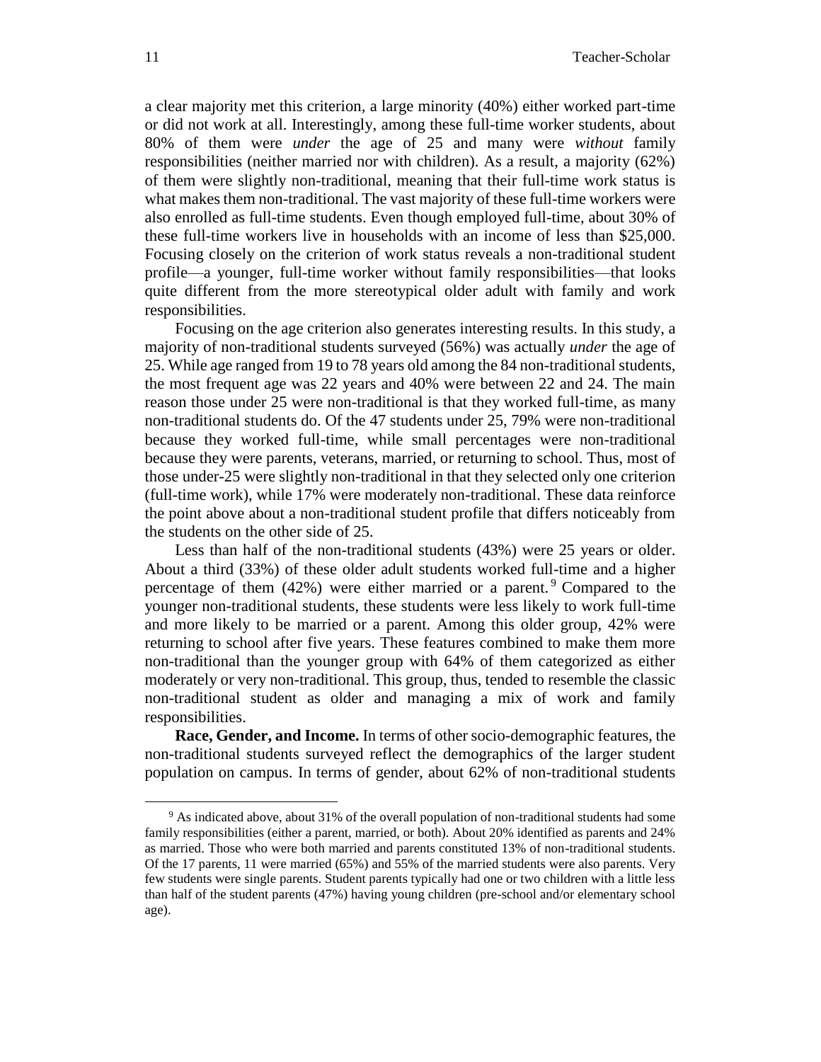a clear majority met this criterion, a large minority (40%) either worked part-time or did not work at all. Interestingly, among these full-time worker students, about 80% of them were *under* the age of 25 and many were *without* family responsibilities (neither married nor with children). As a result, a majority (62%) of them were slightly non-traditional, meaning that their full-time work status is what makes them non-traditional. The vast majority of these full-time workers were also enrolled as full-time students. Even though employed full-time, about 30% of these full-time workers live in households with an income of less than $25,000. Focusing closely on the criterion of work status reveals a non-traditional student profile—a younger, full-time worker without family responsibilities—that looks quite different from the more stereotypical older adult with family and work responsibilities.

Focusing on the age criterion also generates interesting results. In this study, a majority of non-traditional students surveyed (56%) was actually *under* the age of 25. While age ranged from 19 to 78 years old among the 84 non-traditional students, the most frequent age was 22 years and 40% were between 22 and 24. The main reason those under 25 were non-traditional is that they worked full-time, as many non-traditional students do. Of the 47 students under 25, 79% were non-traditional because they worked full-time, while small percentages were non-traditional because they were parents, veterans, married, or returning to school. Thus, most of those under-25 were slightly non-traditional in that they selected only one criterion (full-time work), while 17% were moderately non-traditional. These data reinforce the point above about a non-traditional student profile that differs noticeably from the students on the other side of 25.

Less than half of the non-traditional students (43%) were 25 years or older. About a third (33%) of these older adult students worked full-time and a higher percentage of them (42%) were either married or a parent.[9] Compared to the younger non-traditional students, these students were less likely to work full-time and more likely to be married or a parent. Among this older group, 42% were returning to school after five years. These features combined to make them more non-traditional than the younger group with 64% of them categorized as either moderately or very non-traditional. This group, thus, tended to resemble the classic non-traditional student as older and managing a mix of work and family responsibilities.

**Race, Gender, and Income.** In terms of other socio-demographic features, the non-traditional students surveyed reflect the demographics of the larger student population on campus. In terms of gender, about 62% of non-traditional students

---

[9] As indicated above, about 31% of the overall population of non-traditional students had some family responsibilities (either a parent, married, or both). About 20% identified as parents and 24% as married. Those who were both married and parents constituted 13% of non-traditional students. Of the 17 parents, 11 were married (65%) and 55% of the married students were also parents. Very few students were single parents. Student parents typically had one or two children with a little less than half of the student parents (47%) having young children (pre-school and/or elementary school age).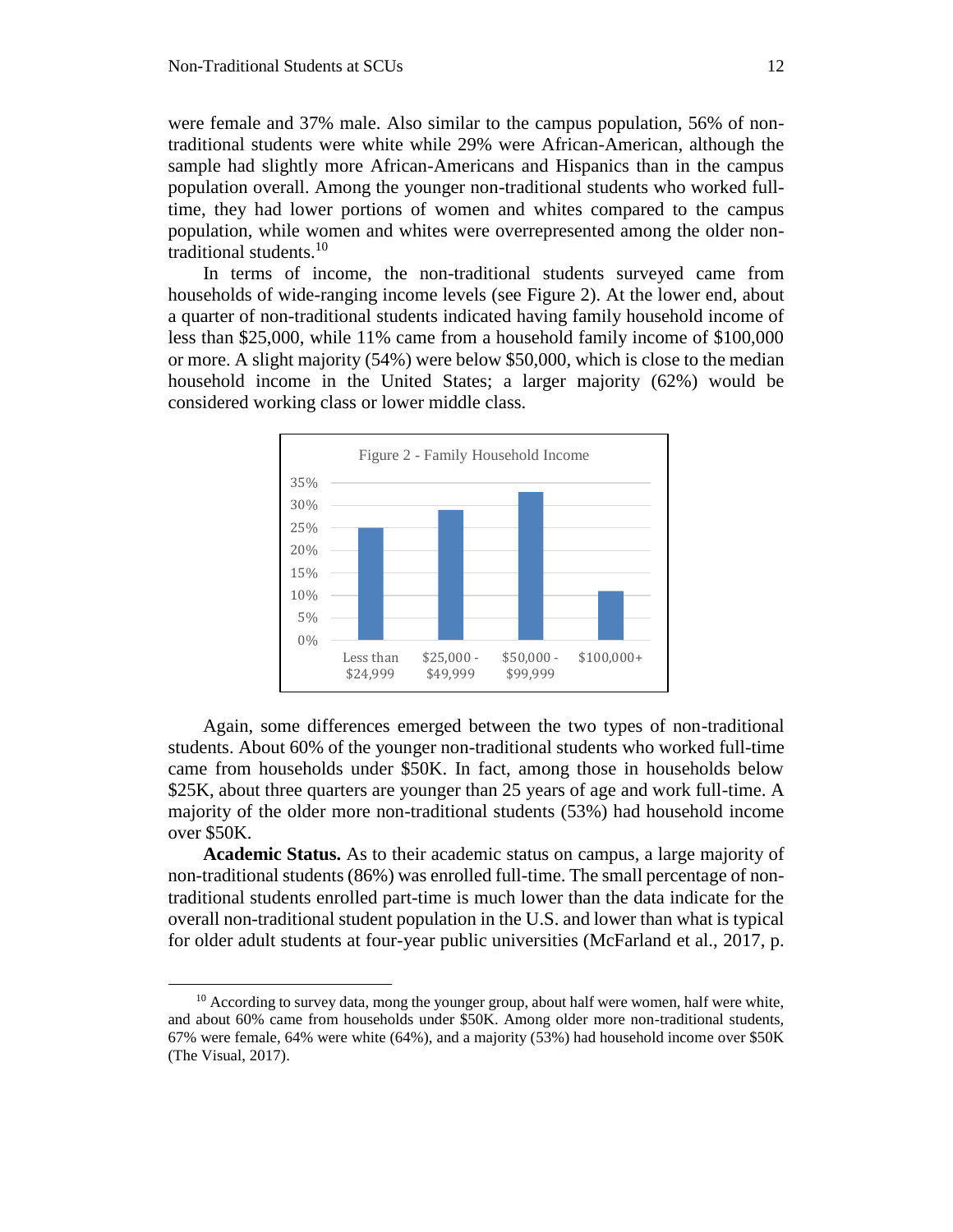were female and 37% male. Also similar to the campus population, 56% of non-traditional students were white while 29% were African-American, although the sample had slightly more African-Americans and Hispanics than in the campus population overall. Among the younger non-traditional students who worked full-time, they had lower portions of women and whites compared to the campus population, while women and whites were overrepresented among the older non-traditional students.[10]

In terms of income, the non-traditional students surveyed came from households of wide-ranging income levels (see Figure 2). At the lower end, about a quarter of non-traditional students indicated having family household income of less than $25,000, while 11% came from a household family income of $100,000 or more. A slight majority (54%) were below $50,000, which is close to the median household income in the United States; a larger majority (62%) would be considered working class or lower middle class.

Figure 2 - Family Household Income

| Income | Percent |
|---|---|
| Less than $24,999 | 25% |
| $25,000 - $49,999 | 29% |
| $50,000 - $99,999 | 33% |
| $100,000+ | 11% |

Again, some differences emerged between the two types of non-traditional students. About 60% of the younger non-traditional students who worked full-time came from households under $50K. In fact, among those in households below $25K, about three quarters are younger than 25 years of age and work full-time. A majority of the older more non-traditional students (53%) had household income over $50K.

**Academic Status.** As to their academic status on campus, a large majority of non-traditional students (86%) was enrolled full-time. The small percentage of non-traditional students enrolled part-time is much lower than the data indicate for the overall non-traditional student population in the U.S. and lower than what is typical for older adult students at four-year public universities (McFarland et al., 2017, p.

---

[10] According to survey data, mong the younger group, about half were women, half were white, and about 60% came from households under $50K. Among older more non-traditional students, 67% were female, 64% were white (64%), and a majority (53%) had household income over $50K (The Visual, 2017).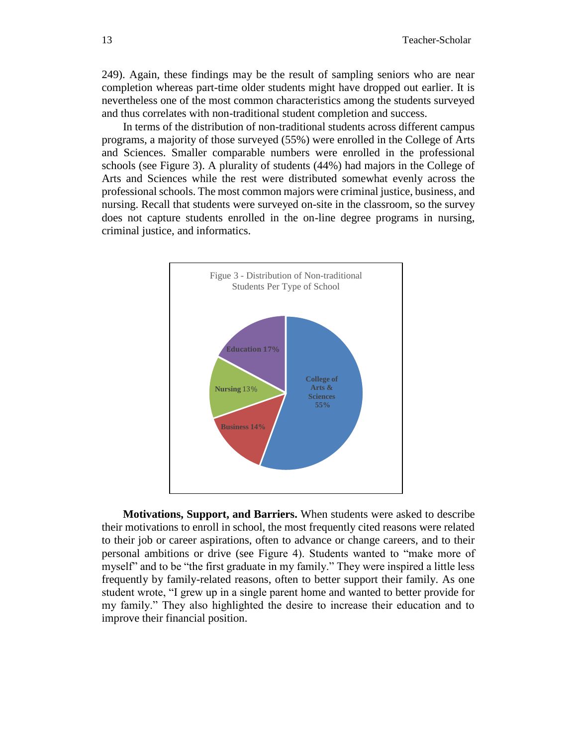249). Again, these findings may be the result of sampling seniors who are near completion whereas part-time older students might have dropped out earlier. It is nevertheless one of the most common characteristics among the students surveyed and thus correlates with non-traditional student completion and success.

In terms of the distribution of non-traditional students across different campus programs, a majority of those surveyed (55%) were enrolled in the College of Arts and Sciences. Smaller comparable numbers were enrolled in the professional schools (see Figure 3). A plurality of students (44%) had majors in the College of Arts and Sciences while the rest were distributed somewhat evenly across the professional schools. The most common majors were criminal justice, business, and nursing. Recall that students were surveyed on-site in the classroom, so the survey does not capture students enrolled in the on-line degree programs in nursing, criminal justice, and informatics.

Figue 3 - Distribution of Non-traditional Students Per Type of School

| School | Percentage |
|---|---|
| College of Arts & Sciences | 55% |
| Business | 14% |
| Nursing | 13% |
| Education | 17% |

**Motivations, Support, and Barriers.** When students were asked to describe their motivations to enroll in school, the most frequently cited reasons were related to their job or career aspirations, often to advance or change careers, and to their personal ambitions or drive (see Figure 4). Students wanted to "make more of myself" and to be "the first graduate in my family." They were inspired a little less frequently by family-related reasons, often to better support their family. As one student wrote, "I grew up in a single parent home and wanted to better provide for my family." They also highlighted the desire to increase their education and to improve their financial position.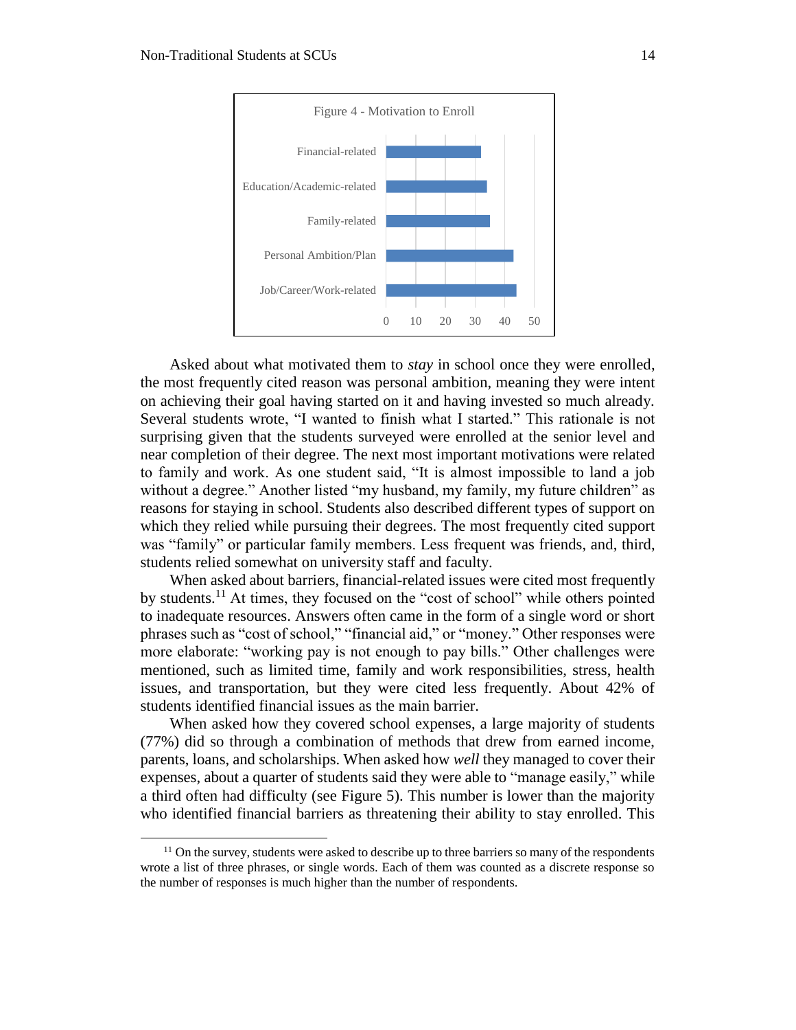Figure 4 - Motivation to Enroll

| Category | Value |
| --- | --- |
| Financial-related | 32 |
| Education/Academic-related | 34 |
| Family-related | 35 |
| Personal Ambition/Plan | 43 |
| Job/Career/Work-related | 44 |

Asked about what motivated them to *stay* in school once they were enrolled, the most frequently cited reason was personal ambition, meaning they were intent on achieving their goal having started on it and having invested so much already. Several students wrote, "I wanted to finish what I started." This rationale is not surprising given that the students surveyed were enrolled at the senior level and near completion of their degree. The next most important motivations were related to family and work. As one student said, "It is almost impossible to land a job without a degree." Another listed "my husband, my family, my future children" as reasons for staying in school. Students also described different types of support on which they relied while pursuing their degrees. The most frequently cited support was "family" or particular family members. Less frequent was friends, and, third, students relied somewhat on university staff and faculty.

When asked about barriers, financial-related issues were cited most frequently by students.[11] At times, they focused on the "cost of school" while others pointed to inadequate resources. Answers often came in the form of a single word or short phrases such as "cost of school," "financial aid," or "money." Other responses were more elaborate: "working pay is not enough to pay bills." Other challenges were mentioned, such as limited time, family and work responsibilities, stress, health issues, and transportation, but they were cited less frequently. About 42% of students identified financial issues as the main barrier.

When asked how they covered school expenses, a large majority of students (77%) did so through a combination of methods that drew from earned income, parents, loans, and scholarships. When asked how *well* they managed to cover their expenses, about a quarter of students said they were able to "manage easily," while a third often had difficulty (see Figure 5). This number is lower than the majority who identified financial barriers as threatening their ability to stay enrolled. This

[11] On the survey, students were asked to describe up to three barriers so many of the respondents wrote a list of three phrases, or single words. Each of them was counted as a discrete response so the number of responses is much higher than the number of respondents.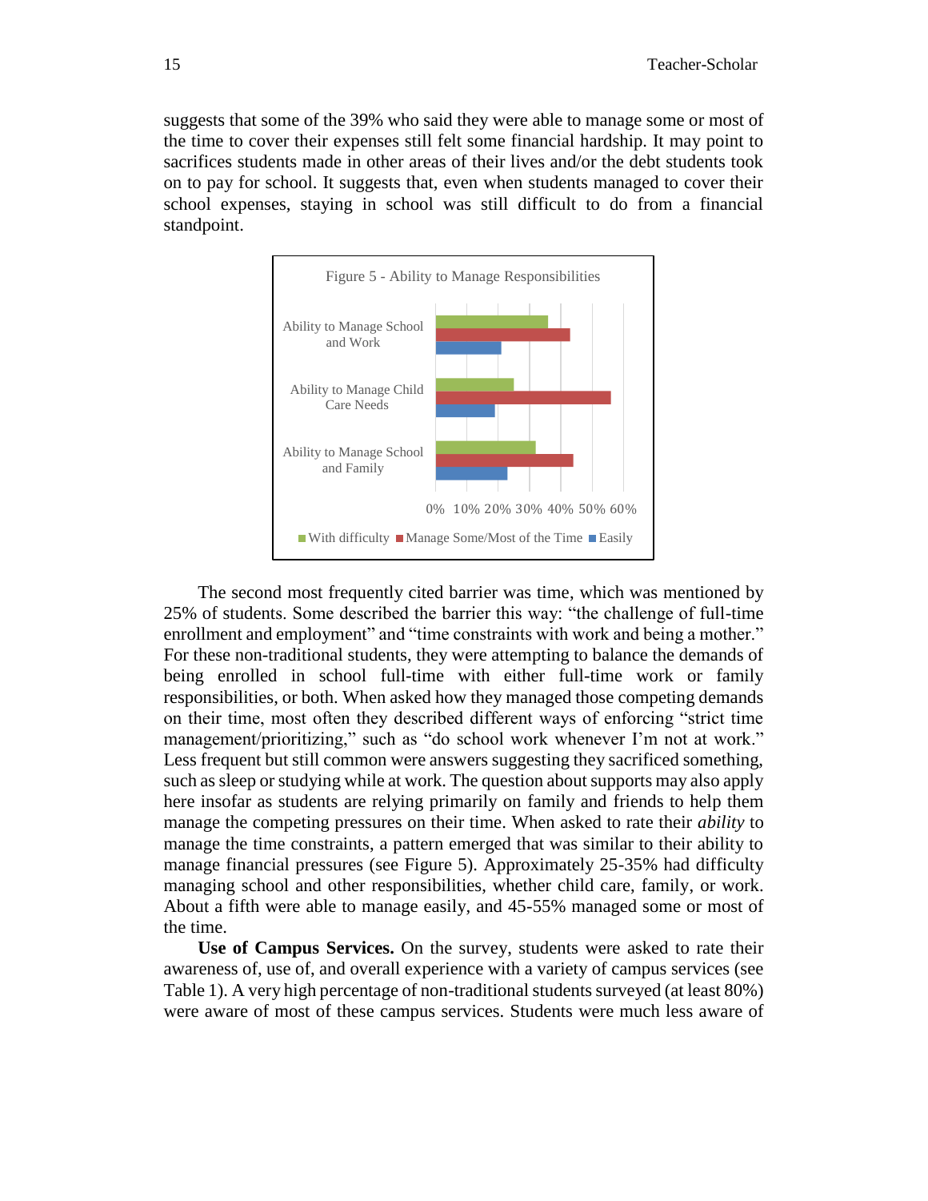suggests that some of the 39% who said they were able to manage some or most of the time to cover their expenses still felt some financial hardship. It may point to sacrifices students made in other areas of their lives and/or the debt students took on to pay for school. It suggests that, even when students managed to cover their school expenses, staying in school was still difficult to do from a financial standpoint.

Figure 5 - Ability to Manage Responsibilities

The second most frequently cited barrier was time, which was mentioned by 25% of students. Some described the barrier this way: "the challenge of full-time enrollment and employment" and "time constraints with work and being a mother." For these non-traditional students, they were attempting to balance the demands of being enrolled in school full-time with either full-time work or family responsibilities, or both. When asked how they managed those competing demands on their time, most often they described different ways of enforcing "strict time management/prioritizing," such as "do school work whenever I'm not at work." Less frequent but still common were answers suggesting they sacrificed something, such as sleep or studying while at work. The question about supports may also apply here insofar as students are relying primarily on family and friends to help them manage the competing pressures on their time. When asked to rate their *ability* to manage the time constraints, a pattern emerged that was similar to their ability to manage financial pressures (see Figure 5). Approximately 25-35% had difficulty managing school and other responsibilities, whether child care, family, or work. About a fifth were able to manage easily, and 45-55% managed some or most of the time.

**Use of Campus Services.** On the survey, students were asked to rate their awareness of, use of, and overall experience with a variety of campus services (see Table 1). A very high percentage of non-traditional students surveyed (at least 80%) were aware of most of these campus services. Students were much less aware of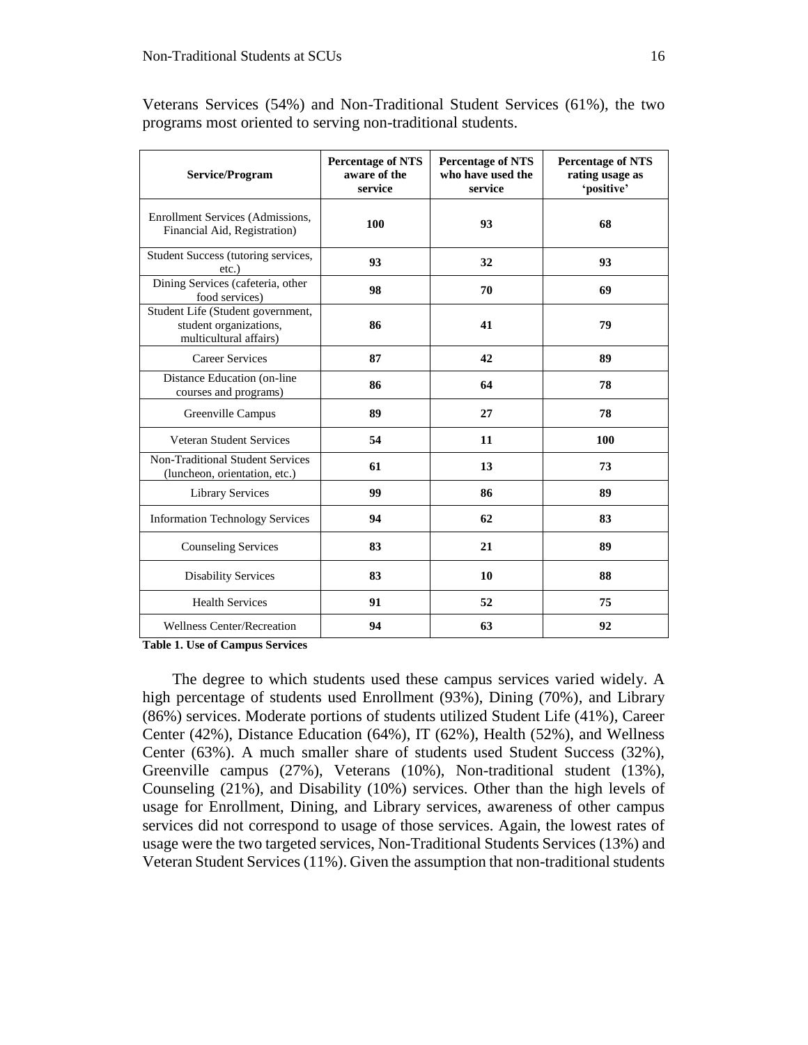Veterans Services (54%) and Non-Traditional Student Services (61%), the two programs most oriented to serving non-traditional students.

| Service/Program | Percentage of NTS aware of the service | Percentage of NTS who have used the service | Percentage of NTS rating usage as 'positive' |
|---|---|---|---|
| Enrollment Services (Admissions, Financial Aid, Registration) | **100** | **93** | **68** |
| Student Success (tutoring services, etc.) | **93** | **32** | **93** |
| Dining Services (cafeteria, other food services) | **98** | **70** | **69** |
| Student Life (Student government, student organizations, multicultural affairs) | **86** | **41** | **79** |
| Career Services | **87** | **42** | **89** |
| Distance Education (on-line courses and programs) | **86** | **64** | **78** |
| Greenville Campus | **89** | **27** | **78** |
| Veteran Student Services | **54** | **11** | **100** |
| Non-Traditional Student Services (luncheon, orientation, etc.) | **61** | **13** | **73** |
| Library Services | **99** | **86** | **89** |
| Information Technology Services | **94** | **62** | **83** |
| Counseling Services | **83** | **21** | **89** |
| Disability Services | **83** | **10** | **88** |
| Health Services | **91** | **52** | **75** |
| Wellness Center/Recreation | **94** | **63** | **92** |

**Table 1. Use of Campus Services**

The degree to which students used these campus services varied widely. A high percentage of students used Enrollment (93%), Dining (70%), and Library (86%) services. Moderate portions of students utilized Student Life (41%), Career Center (42%), Distance Education (64%), IT (62%), Health (52%), and Wellness Center (63%). A much smaller share of students used Student Success (32%), Greenville campus (27%), Veterans (10%), Non-traditional student (13%), Counseling (21%), and Disability (10%) services. Other than the high levels of usage for Enrollment, Dining, and Library services, awareness of other campus services did not correspond to usage of those services. Again, the lowest rates of usage were the two targeted services, Non-Traditional Students Services (13%) and Veteran Student Services (11%). Given the assumption that non-traditional students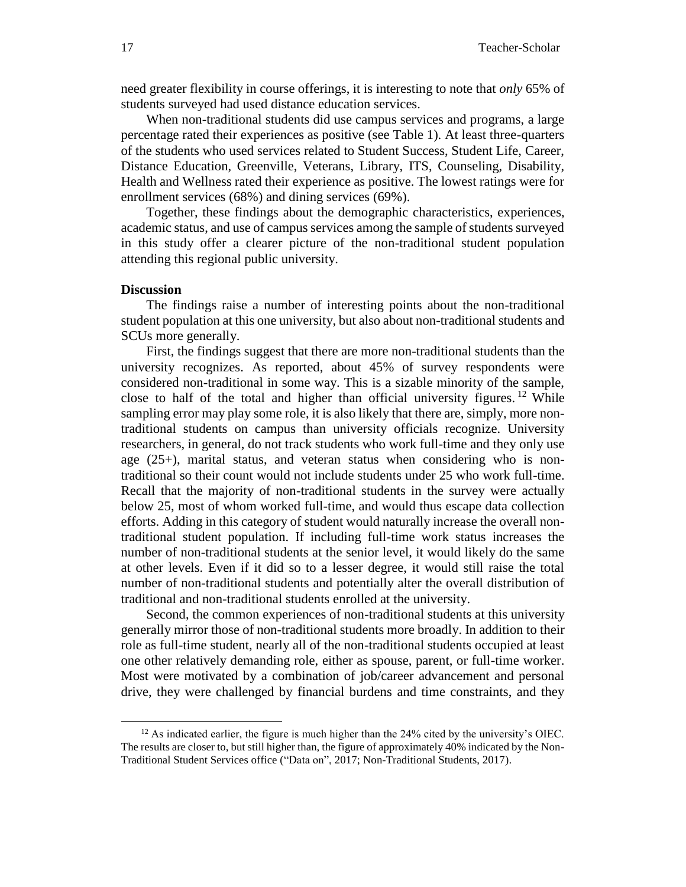need greater flexibility in course offerings, it is interesting to note that *only* 65% of students surveyed had used distance education services.

When non-traditional students did use campus services and programs, a large percentage rated their experiences as positive (see Table 1). At least three-quarters of the students who used services related to Student Success, Student Life, Career, Distance Education, Greenville, Veterans, Library, ITS, Counseling, Disability, Health and Wellness rated their experience as positive. The lowest ratings were for enrollment services (68%) and dining services (69%).

Together, these findings about the demographic characteristics, experiences, academic status, and use of campus services among the sample of students surveyed in this study offer a clearer picture of the non-traditional student population attending this regional public university.

**Discussion**

The findings raise a number of interesting points about the non-traditional student population at this one university, but also about non-traditional students and SCUs more generally.

First, the findings suggest that there are more non-traditional students than the university recognizes. As reported, about 45% of survey respondents were considered non-traditional in some way. This is a sizable minority of the sample, close to half of the total and higher than official university figures.[12] While sampling error may play some role, it is also likely that there are, simply, more non-traditional students on campus than university officials recognize. University researchers, in general, do not track students who work full-time and they only use age (25+), marital status, and veteran status when considering who is non-traditional so their count would not include students under 25 who work full-time. Recall that the majority of non-traditional students in the survey were actually below 25, most of whom worked full-time, and would thus escape data collection efforts. Adding in this category of student would naturally increase the overall non-traditional student population. If including full-time work status increases the number of non-traditional students at the senior level, it would likely do the same at other levels. Even if it did so to a lesser degree, it would still raise the total number of non-traditional students and potentially alter the overall distribution of traditional and non-traditional students enrolled at the university.

Second, the common experiences of non-traditional students at this university generally mirror those of non-traditional students more broadly. In addition to their role as full-time student, nearly all of the non-traditional students occupied at least one other relatively demanding role, either as spouse, parent, or full-time worker. Most were motivated by a combination of job/career advancement and personal drive, they were challenged by financial burdens and time constraints, and they

[12] As indicated earlier, the figure is much higher than the 24% cited by the university's OIEC. The results are closer to, but still higher than, the figure of approximately 40% indicated by the Non-Traditional Student Services office ("Data on", 2017; Non-Traditional Students, 2017).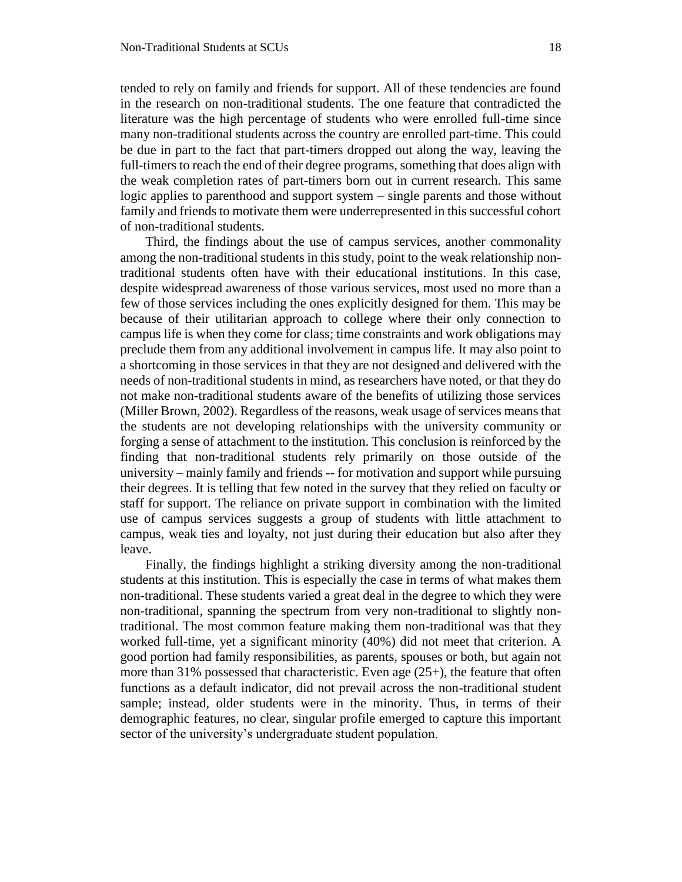tended to rely on family and friends for support. All of these tendencies are found in the research on non-traditional students. The one feature that contradicted the literature was the high percentage of students who were enrolled full-time since many non-traditional students across the country are enrolled part-time. This could be due in part to the fact that part-timers dropped out along the way, leaving the full-timers to reach the end of their degree programs, something that does align with the weak completion rates of part-timers born out in current research. This same logic applies to parenthood and support system – single parents and those without family and friends to motivate them were underrepresented in this successful cohort of non-traditional students.

Third, the findings about the use of campus services, another commonality among the non-traditional students in this study, point to the weak relationship non-traditional students often have with their educational institutions. In this case, despite widespread awareness of those various services, most used no more than a few of those services including the ones explicitly designed for them. This may be because of their utilitarian approach to college where their only connection to campus life is when they come for class; time constraints and work obligations may preclude them from any additional involvement in campus life. It may also point to a shortcoming in those services in that they are not designed and delivered with the needs of non-traditional students in mind, as researchers have noted, or that they do not make non-traditional students aware of the benefits of utilizing those services (Miller Brown, 2002). Regardless of the reasons, weak usage of services means that the students are not developing relationships with the university community or forging a sense of attachment to the institution. This conclusion is reinforced by the finding that non-traditional students rely primarily on those outside of the university – mainly family and friends -- for motivation and support while pursuing their degrees. It is telling that few noted in the survey that they relied on faculty or staff for support. The reliance on private support in combination with the limited use of campus services suggests a group of students with little attachment to campus, weak ties and loyalty, not just during their education but also after they leave.

Finally, the findings highlight a striking diversity among the non-traditional students at this institution. This is especially the case in terms of what makes them non-traditional. These students varied a great deal in the degree to which they were non-traditional, spanning the spectrum from very non-traditional to slightly non-traditional. The most common feature making them non-traditional was that they worked full-time, yet a significant minority (40%) did not meet that criterion. A good portion had family responsibilities, as parents, spouses or both, but again not more than 31% possessed that characteristic. Even age (25+), the feature that often functions as a default indicator, did not prevail across the non-traditional student sample; instead, older students were in the minority. Thus, in terms of their demographic features, no clear, singular profile emerged to capture this important sector of the university's undergraduate student population.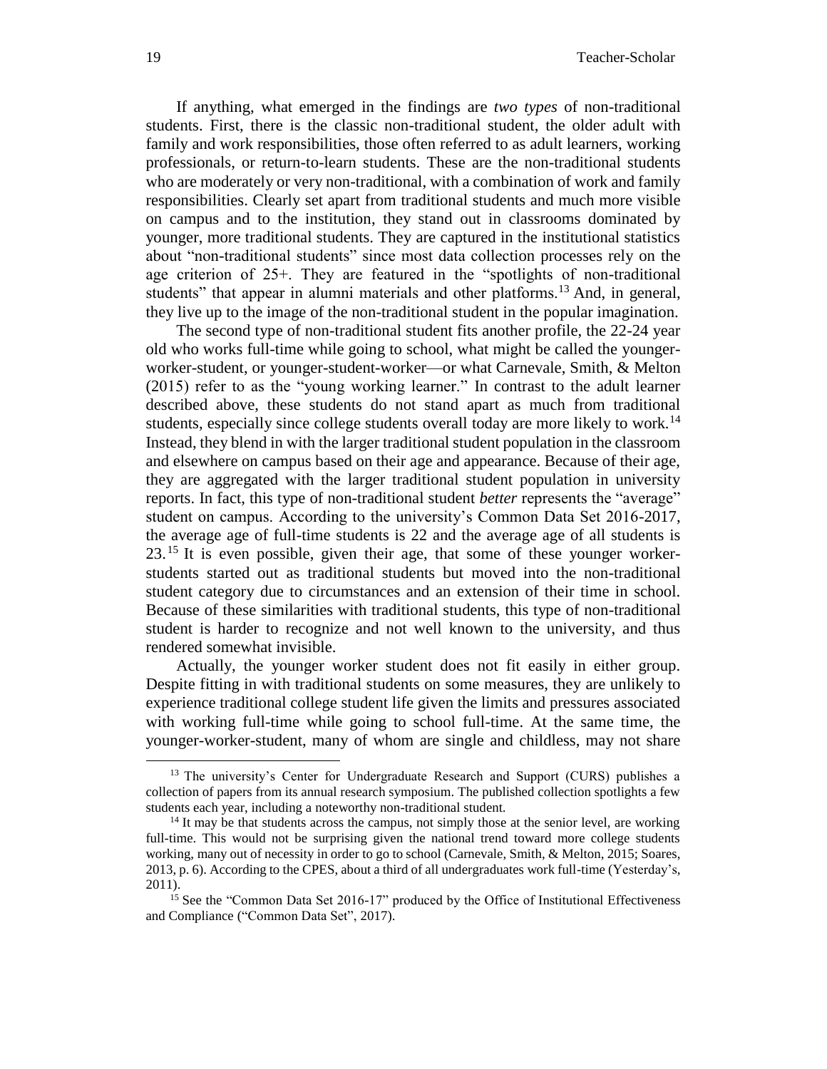If anything, what emerged in the findings are *two types* of non-traditional students. First, there is the classic non-traditional student, the older adult with family and work responsibilities, those often referred to as adult learners, working professionals, or return-to-learn students. These are the non-traditional students who are moderately or very non-traditional, with a combination of work and family responsibilities. Clearly set apart from traditional students and much more visible on campus and to the institution, they stand out in classrooms dominated by younger, more traditional students. They are captured in the institutional statistics about "non-traditional students" since most data collection processes rely on the age criterion of 25+. They are featured in the "spotlights of non-traditional students" that appear in alumni materials and other platforms.[13] And, in general, they live up to the image of the non-traditional student in the popular imagination.

The second type of non-traditional student fits another profile, the 22-24 year old who works full-time while going to school, what might be called the younger-worker-student, or younger-student-worker—or what Carnevale, Smith, & Melton (2015) refer to as the "young working learner." In contrast to the adult learner described above, these students do not stand apart as much from traditional students, especially since college students overall today are more likely to work.[14] Instead, they blend in with the larger traditional student population in the classroom and elsewhere on campus based on their age and appearance. Because of their age, they are aggregated with the larger traditional student population in university reports. In fact, this type of non-traditional student *better* represents the "average" student on campus. According to the university's Common Data Set 2016-2017, the average age of full-time students is 22 and the average age of all students is 23.[15] It is even possible, given their age, that some of these younger worker-students started out as traditional students but moved into the non-traditional student category due to circumstances and an extension of their time in school. Because of these similarities with traditional students, this type of non-traditional student is harder to recognize and not well known to the university, and thus rendered somewhat invisible.

Actually, the younger worker student does not fit easily in either group. Despite fitting in with traditional students on some measures, they are unlikely to experience traditional college student life given the limits and pressures associated with working full-time while going to school full-time. At the same time, the younger-worker-student, many of whom are single and childless, may not share

---

[13] The university's Center for Undergraduate Research and Support (CURS) publishes a collection of papers from its annual research symposium. The published collection spotlights a few students each year, including a noteworthy non-traditional student.

[14] It may be that students across the campus, not simply those at the senior level, are working full-time. This would not be surprising given the national trend toward more college students working, many out of necessity in order to go to school (Carnevale, Smith, & Melton, 2015; Soares, 2013, p. 6). According to the CPES, about a third of all undergraduates work full-time (Yesterday's, 2011).

[15] See the "Common Data Set 2016-17" produced by the Office of Institutional Effectiveness and Compliance ("Common Data Set", 2017).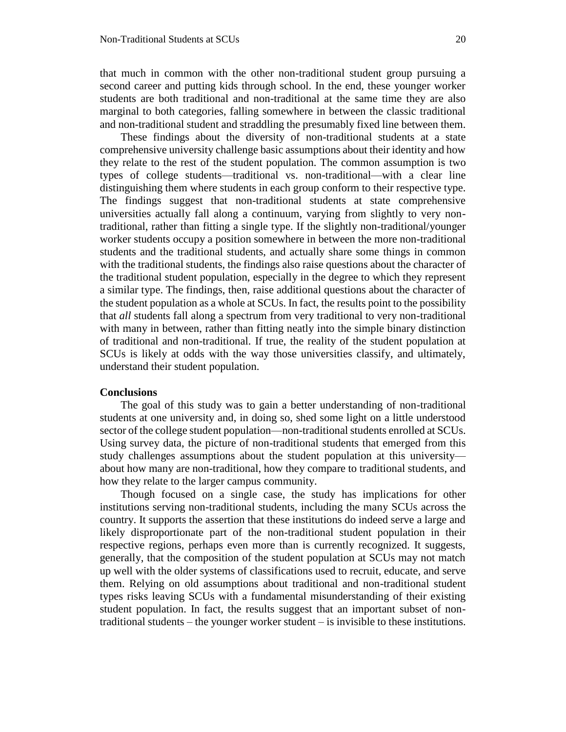that much in common with the other non-traditional student group pursuing a second career and putting kids through school. In the end, these younger worker students are both traditional and non-traditional at the same time they are also marginal to both categories, falling somewhere in between the classic traditional and non-traditional student and straddling the presumably fixed line between them.

These findings about the diversity of non-traditional students at a state comprehensive university challenge basic assumptions about their identity and how they relate to the rest of the student population. The common assumption is two types of college students—traditional vs. non-traditional—with a clear line distinguishing them where students in each group conform to their respective type. The findings suggest that non-traditional students at state comprehensive universities actually fall along a continuum, varying from slightly to very non-traditional, rather than fitting a single type. If the slightly non-traditional/younger worker students occupy a position somewhere in between the more non-traditional students and the traditional students, and actually share some things in common with the traditional students, the findings also raise questions about the character of the traditional student population, especially in the degree to which they represent a similar type. The findings, then, raise additional questions about the character of the student population as a whole at SCUs. In fact, the results point to the possibility that *all* students fall along a spectrum from very traditional to very non-traditional with many in between, rather than fitting neatly into the simple binary distinction of traditional and non-traditional. If true, the reality of the student population at SCUs is likely at odds with the way those universities classify, and ultimately, understand their student population.

**Conclusions**

The goal of this study was to gain a better understanding of non-traditional students at one university and, in doing so, shed some light on a little understood sector of the college student population—non-traditional students enrolled at SCUs. Using survey data, the picture of non-traditional students that emerged from this study challenges assumptions about the student population at this university—about how many are non-traditional, how they compare to traditional students, and how they relate to the larger campus community.

Though focused on a single case, the study has implications for other institutions serving non-traditional students, including the many SCUs across the country. It supports the assertion that these institutions do indeed serve a large and likely disproportionate part of the non-traditional student population in their respective regions, perhaps even more than is currently recognized. It suggests, generally, that the composition of the student population at SCUs may not match up well with the older systems of classifications used to recruit, educate, and serve them. Relying on old assumptions about traditional and non-traditional student types risks leaving SCUs with a fundamental misunderstanding of their existing student population. In fact, the results suggest that an important subset of non-traditional students – the younger worker student – is invisible to these institutions.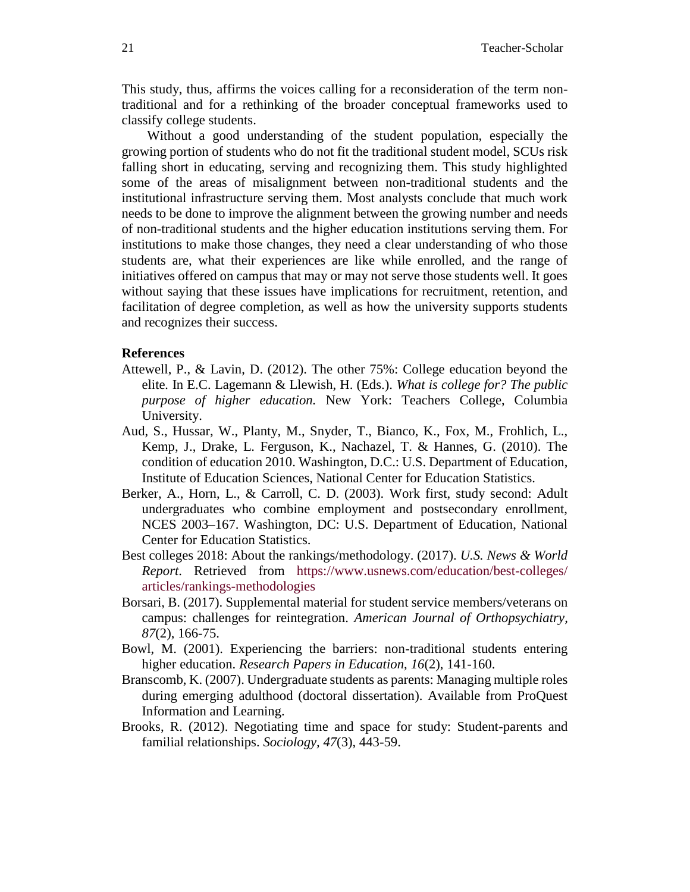This study, thus, affirms the voices calling for a reconsideration of the term non-traditional and for a rethinking of the broader conceptual frameworks used to classify college students.

Without a good understanding of the student population, especially the growing portion of students who do not fit the traditional student model, SCUs risk falling short in educating, serving and recognizing them. This study highlighted some of the areas of misalignment between non-traditional students and the institutional infrastructure serving them. Most analysts conclude that much work needs to be done to improve the alignment between the growing number and needs of non-traditional students and the higher education institutions serving them. For institutions to make those changes, they need a clear understanding of who those students are, what their experiences are like while enrolled, and the range of initiatives offered on campus that may or may not serve those students well. It goes without saying that these issues have implications for recruitment, retention, and facilitation of degree completion, as well as how the university supports students and recognizes their success.

**References**

Attewell, P., & Lavin, D. (2012). The other 75%: College education beyond the elite. In E.C. Lagemann & Llewish, H. (Eds.). *What is college for? The public purpose of higher education.* New York: Teachers College, Columbia University.

Aud, S., Hussar, W., Planty, M., Snyder, T., Bianco, K., Fox, M., Frohlich, L., Kemp, J., Drake, L. Ferguson, K., Nachazel, T. & Hannes, G. (2010). The condition of education 2010. Washington, D.C.: U.S. Department of Education, Institute of Education Sciences, National Center for Education Statistics.

Berker, A., Horn, L., & Carroll, C. D. (2003). Work first, study second: Adult undergraduates who combine employment and postsecondary enrollment, NCES 2003–167. Washington, DC: U.S. Department of Education, National Center for Education Statistics.

Best colleges 2018: About the rankings/methodology. (2017). *U.S. News & World Report*. Retrieved from https://www.usnews.com/education/best-colleges/articles/rankings-methodologies

Borsari, B. (2017). Supplemental material for student service members/veterans on campus: challenges for reintegration. *American Journal of Orthopsychiatry*, *87*(2), 166-75.

Bowl, M. (2001). Experiencing the barriers: non-traditional students entering higher education. *Research Papers in Education*, *16*(2), 141-160.

Branscomb, K. (2007). Undergraduate students as parents: Managing multiple roles during emerging adulthood (doctoral dissertation). Available from ProQuest Information and Learning.

Brooks, R. (2012). Negotiating time and space for study: Student-parents and familial relationships. *Sociology*, *47*(3), 443-59.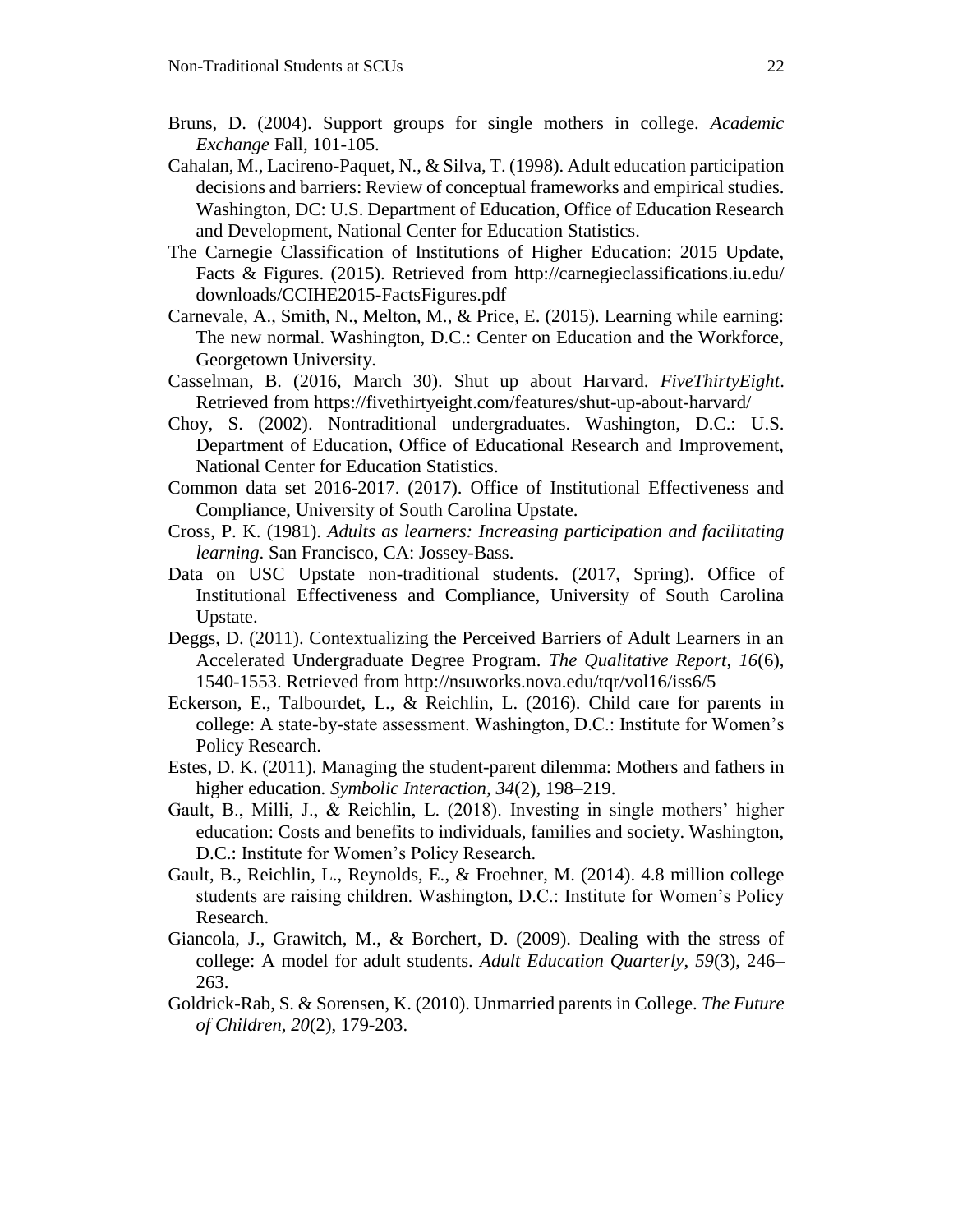Bruns, D. (2004). Support groups for single mothers in college. *Academic Exchange* Fall, 101-105.

Cahalan, M., Lacireno-Paquet, N., & Silva, T. (1998). Adult education participation decisions and barriers: Review of conceptual frameworks and empirical studies. Washington, DC: U.S. Department of Education, Office of Education Research and Development, National Center for Education Statistics.

The Carnegie Classification of Institutions of Higher Education: 2015 Update, Facts & Figures. (2015). Retrieved from http://carnegieclassifications.iu.edu/downloads/CCIHE2015-FactsFigures.pdf

Carnevale, A., Smith, N., Melton, M., & Price, E. (2015). Learning while earning: The new normal. Washington, D.C.: Center on Education and the Workforce, Georgetown University.

Casselman, B. (2016, March 30). Shut up about Harvard. *FiveThirtyEight*. Retrieved from https://fivethirtyeight.com/features/shut-up-about-harvard/

Choy, S. (2002). Nontraditional undergraduates. Washington, D.C.: U.S. Department of Education, Office of Educational Research and Improvement, National Center for Education Statistics.

Common data set 2016-2017. (2017). Office of Institutional Effectiveness and Compliance, University of South Carolina Upstate.

Cross, P. K. (1981). *Adults as learners: Increasing participation and facilitating learning*. San Francisco, CA: Jossey-Bass.

Data on USC Upstate non-traditional students. (2017, Spring). Office of Institutional Effectiveness and Compliance, University of South Carolina Upstate.

Deggs, D. (2011). Contextualizing the Perceived Barriers of Adult Learners in an Accelerated Undergraduate Degree Program. *The Qualitative Report*, *16*(6), 1540-1553. Retrieved from http://nsuworks.nova.edu/tqr/vol16/iss6/5

Eckerson, E., Talbourdet, L., & Reichlin, L. (2016). Child care for parents in college: A state-by-state assessment. Washington, D.C.: Institute for Women's Policy Research.

Estes, D. K. (2011). Managing the student-parent dilemma: Mothers and fathers in higher education. *Symbolic Interaction*, *34*(2), 198–219.

Gault, B., Milli, J., & Reichlin, L. (2018). Investing in single mothers' higher education: Costs and benefits to individuals, families and society. Washington, D.C.: Institute for Women's Policy Research.

Gault, B., Reichlin, L., Reynolds, E., & Froehner, M. (2014). 4.8 million college students are raising children. Washington, D.C.: Institute for Women's Policy Research.

Giancola, J., Grawitch, M., & Borchert, D. (2009). Dealing with the stress of college: A model for adult students. *Adult Education Quarterly*, *59*(3), 246–263.

Goldrick-Rab, S. & Sorensen, K. (2010). Unmarried parents in College. *The Future of Children, 20*(2), 179-203.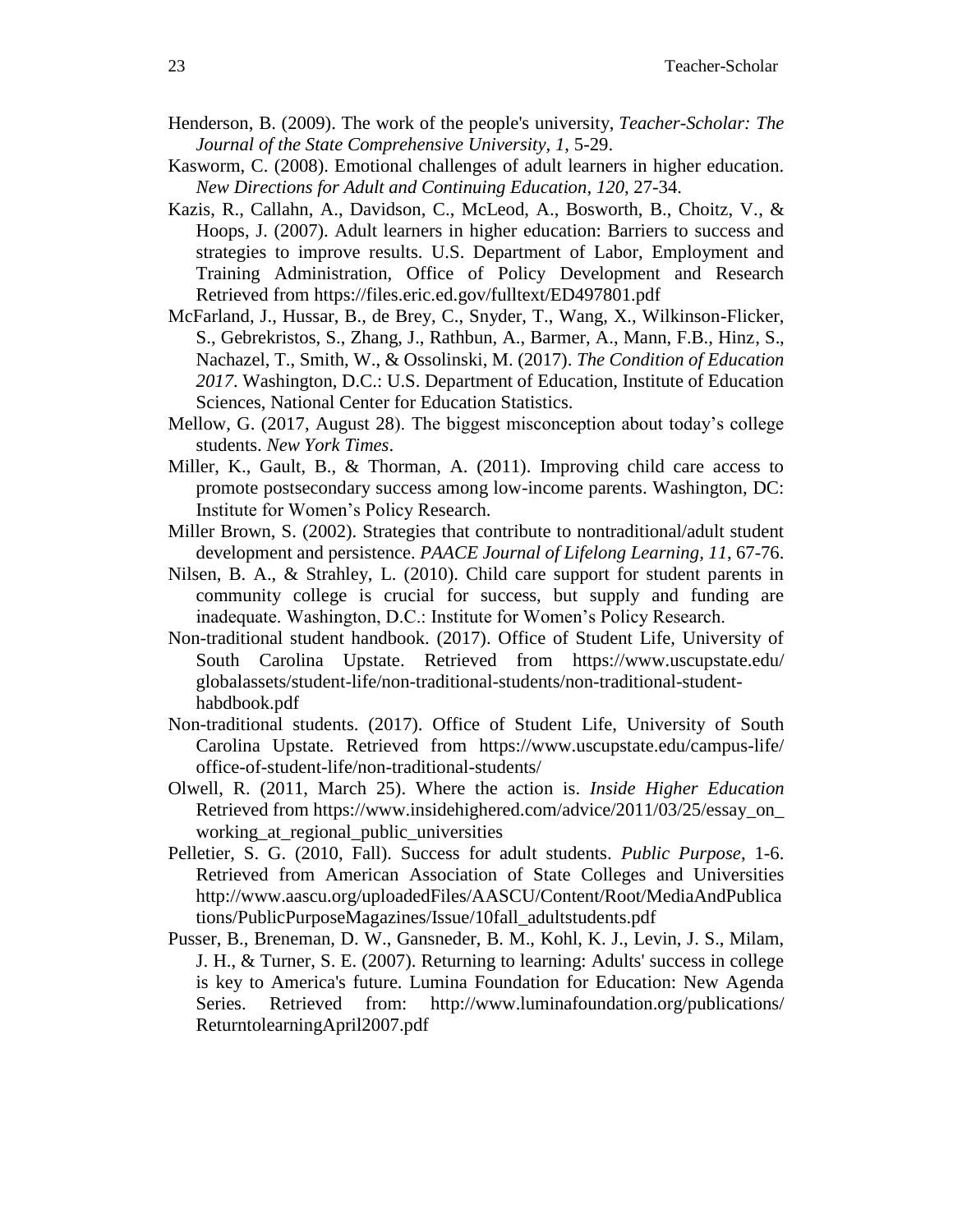Henderson, B. (2009). The work of the people's university, *Teacher-Scholar: The Journal of the State Comprehensive University, 1*, 5-29.

Kasworm, C. (2008). Emotional challenges of adult learners in higher education. *New Directions for Adult and Continuing Education, 120*, 27-34.

Kazis, R., Callahn, A., Davidson, C., McLeod, A., Bosworth, B., Choitz, V., & Hoops, J. (2007). Adult learners in higher education: Barriers to success and strategies to improve results. U.S. Department of Labor, Employment and Training Administration, Office of Policy Development and Research Retrieved from https://files.eric.ed.gov/fulltext/ED497801.pdf

McFarland, J., Hussar, B., de Brey, C., Snyder, T., Wang, X., Wilkinson-Flicker, S., Gebrekristos, S., Zhang, J., Rathbun, A., Barmer, A., Mann, F.B., Hinz, S., Nachazel, T., Smith, W., & Ossolinski, M. (2017). *The Condition of Education 2017*. Washington, D.C.: U.S. Department of Education, Institute of Education Sciences, National Center for Education Statistics.

Mellow, G. (2017, August 28). The biggest misconception about today's college students. *New York Times*.

Miller, K., Gault, B., & Thorman, A. (2011). Improving child care access to promote postsecondary success among low-income parents. Washington, DC: Institute for Women's Policy Research.

Miller Brown, S. (2002). Strategies that contribute to nontraditional/adult student development and persistence. *PAACE Journal of Lifelong Learning, 11*, 67-76.

Nilsen, B. A., & Strahley, L. (2010). Child care support for student parents in community college is crucial for success, but supply and funding are inadequate. Washington, D.C.: Institute for Women's Policy Research.

Non-traditional student handbook. (2017). Office of Student Life, University of South Carolina Upstate. Retrieved from https://www.uscupstate.edu/globalassets/student-life/non-traditional-students/non-traditional-student-habdbook.pdf

Non-traditional students. (2017). Office of Student Life, University of South Carolina Upstate. Retrieved from https://www.uscupstate.edu/campus-life/office-of-student-life/non-traditional-students/

Olwell, R. (2011, March 25). Where the action is. *Inside Higher Education* Retrieved from https://www.insidehighered.com/advice/2011/03/25/essay_on_working_at_regional_public_universities

Pelletier, S. G. (2010, Fall). Success for adult students. *Public Purpose*, 1-6. Retrieved from American Association of State Colleges and Universities http://www.aascu.org/uploadedFiles/AASCU/Content/Root/MediaAndPublications/PublicPurposeMagazines/Issue/10fall_adultstudents.pdf

Pusser, B., Breneman, D. W., Gansneder, B. M., Kohl, K. J., Levin, J. S., Milam, J. H., & Turner, S. E. (2007). Returning to learning: Adults' success in college is key to America's future. Lumina Foundation for Education: New Agenda Series. Retrieved from: http://www.luminafoundation.org/publications/ReturntolearningApril2007.pdf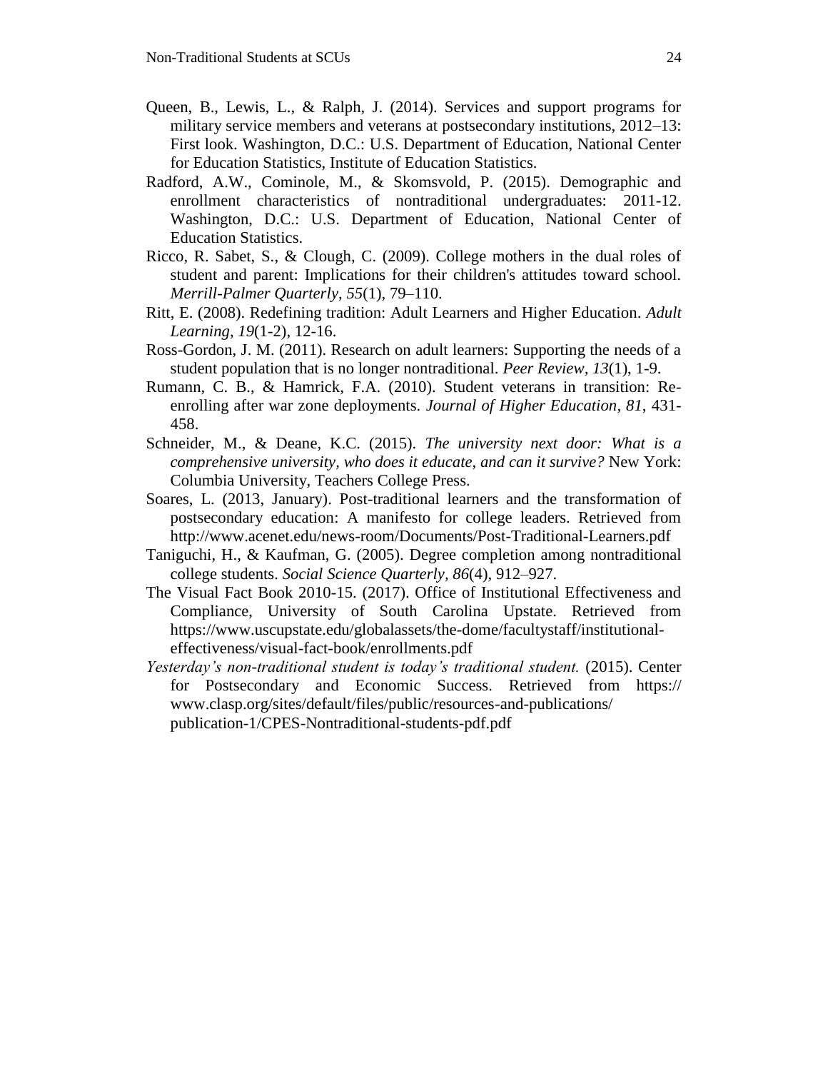Queen, B., Lewis, L., & Ralph, J. (2014). Services and support programs for military service members and veterans at postsecondary institutions, 2012–13: First look. Washington, D.C.: U.S. Department of Education, National Center for Education Statistics, Institute of Education Statistics.

Radford, A.W., Cominole, M., & Skomsvold, P. (2015). Demographic and enrollment characteristics of nontraditional undergraduates: 2011-12. Washington, D.C.: U.S. Department of Education, National Center of Education Statistics.

Ricco, R. Sabet, S., & Clough, C. (2009). College mothers in the dual roles of student and parent: Implications for their children's attitudes toward school. *Merrill-Palmer Quarterly, 55*(1), 79–110.

Ritt, E. (2008). Redefining tradition: Adult Learners and Higher Education. *Adult Learning, 19*(1-2), 12-16.

Ross-Gordon, J. M. (2011). Research on adult learners: Supporting the needs of a student population that is no longer nontraditional. *Peer Review, 13*(1), 1-9.

Rumann, C. B., & Hamrick, F.A. (2010). Student veterans in transition: Re-enrolling after war zone deployments. *Journal of Higher Education, 81*, 431-458.

Schneider, M., & Deane, K.C. (2015). *The university next door: What is a comprehensive university, who does it educate, and can it survive?* New York: Columbia University, Teachers College Press.

Soares, L. (2013, January). Post-traditional learners and the transformation of postsecondary education: A manifesto for college leaders. Retrieved from http://www.acenet.edu/news-room/Documents/Post-Traditional-Learners.pdf

Taniguchi, H., & Kaufman, G. (2005). Degree completion among nontraditional college students. *Social Science Quarterly, 86*(4), 912–927.

The Visual Fact Book 2010-15. (2017). Office of Institutional Effectiveness and Compliance, University of South Carolina Upstate. Retrieved from https://www.uscupstate.edu/globalassets/the-dome/facultystaff/institutional-effectiveness/visual-fact-book/enrollments.pdf

*Yesterday's non-traditional student is today's traditional student.* (2015). Center for Postsecondary and Economic Success. Retrieved from https://www.clasp.org/sites/default/files/public/resources-and-publications/publication-1/CPES-Nontraditional-students-pdf.pdf